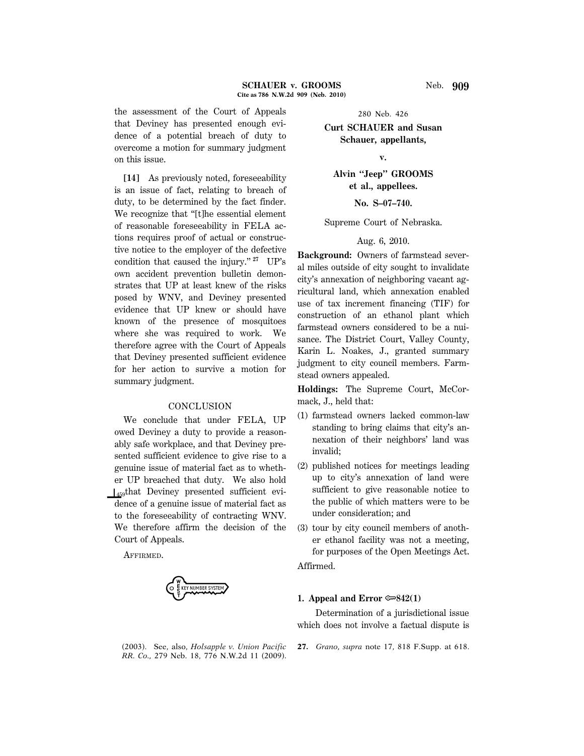the assessment of the Court of Appeals that Deviney has presented enough evidence of a potential breach of duty to overcome a motion for summary judgment on this issue.

**[14]** As previously noted, foreseeability is an issue of fact, relating to breach of duty, to be determined by the fact finder. We recognize that "[t]he essential element of reasonable foreseeability in FELA actions requires proof of actual or constructive notice to the employer of the defective condition that caused the injury." [27] UP's own accident prevention bulletin demonstrates that UP at least knew of the risks posed by WNV, and Deviney presented evidence that UP knew or should have known of the presence of mosquitoes where she was required to work. We therefore agree with the Court of Appeals that Deviney presented sufficient evidence for her action to survive a motion for summary judgment.

## CONCLUSION

We conclude that under FELA, UP owed Deviney a duty to provide a reasonably safe workplace, and that Deviney presented sufficient evidence to give rise to a genuine issue of material fact as to whether UP breached that duty. We also hold ⌊459 that Deviney presented sufficient evidence of a genuine issue of material fact as to the foreseeability of contracting WNV. We therefore affirm the decision of the Court of Appeals.

AFFIRMED.

(2003). See, also, *Holsapple v. Union Pacific RR. Co.,* 279 Neb. 18, 776 N.W.2d 11 (2009).

27. *Grano, supra* note 17, 818 F.Supp. at 618.

280 Neb. 426

**Curt SCHAUER and Susan Schauer, appellants,**

**v.**

**Alvin "Jeep" GROOMS et al., appellees.**

**No. S–07–740.**

Supreme Court of Nebraska.

Aug. 6, 2010.

**Background:** Owners of farmstead several miles outside of city sought to invalidate city's annexation of neighboring vacant agricultural land, which annexation enabled use of tax increment financing (TIF) for construction of an ethanol plant which farmstead owners considered to be a nuisance. The District Court, Valley County, Karin L. Noakes, J., granted summary judgment to city council members. Farmstead owners appealed.

**Holdings:** The Supreme Court, McCormack, J., held that:

(1) farmstead owners lacked common-law standing to bring claims that city's annexation of their neighbors' land was invalid;

(2) published notices for meetings leading up to city's annexation of land were sufficient to give reasonable notice to the public of which matters were to be under consideration; and

(3) tour by city council members of another ethanol facility was not a meeting, for purposes of the Open Meetings Act.

Affirmed.

**1. Appeal and Error ⟹842(1)**

Determination of a jurisdictional issue which does not involve a factual dispute is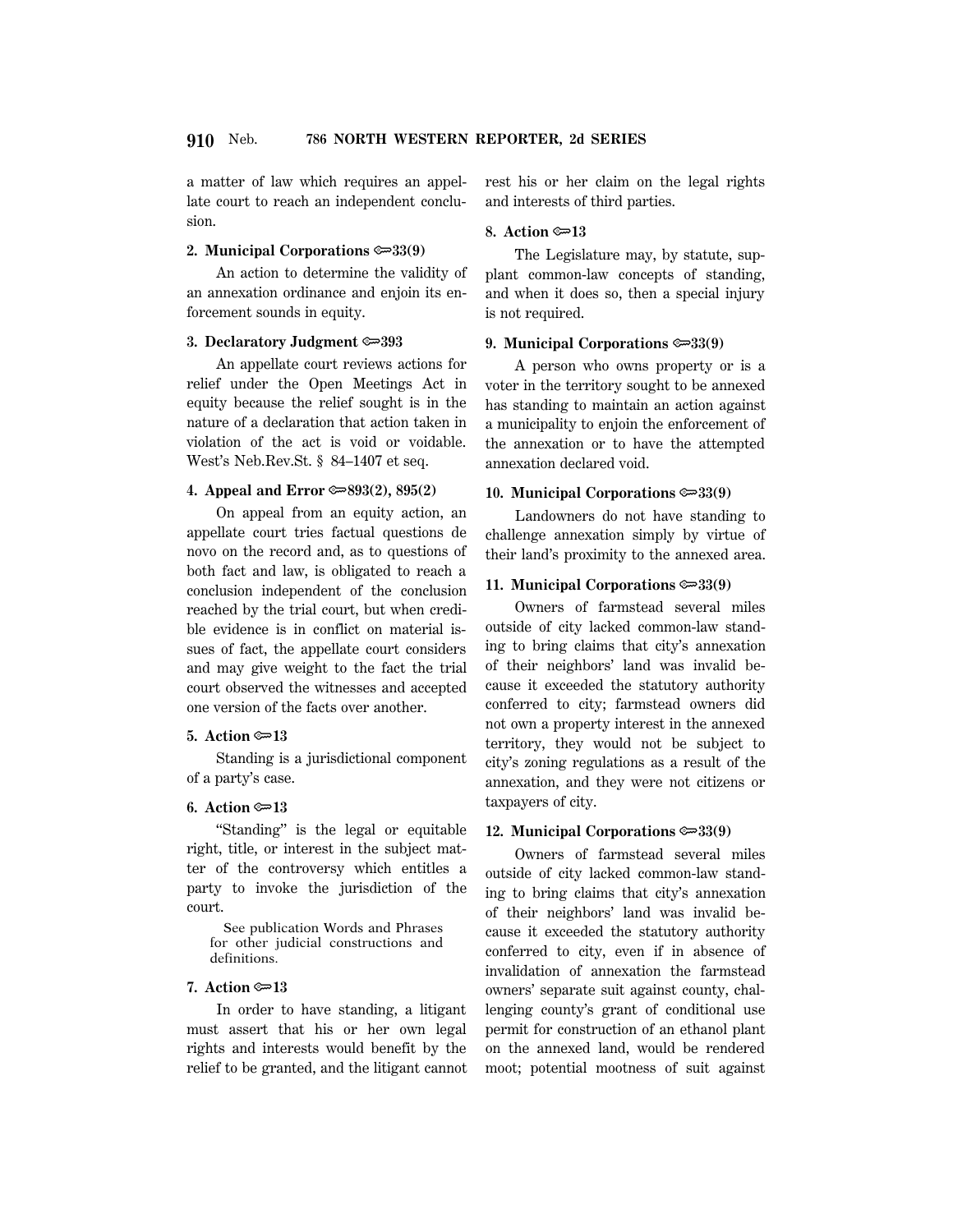a matter of law which requires an appellate court to reach an independent conclusion.

**2. Municipal Corporations ⇔33(9)**

An action to determine the validity of an annexation ordinance and enjoin its enforcement sounds in equity.

**3. Declaratory Judgment ⇔393**

An appellate court reviews actions for relief under the Open Meetings Act in equity because the relief sought is in the nature of a declaration that action taken in violation of the act is void or voidable. West's Neb.Rev.St. § 84–1407 et seq.

**4. Appeal and Error ⇔893(2), 895(2)**

On appeal from an equity action, an appellate court tries factual questions de novo on the record and, as to questions of both fact and law, is obligated to reach a conclusion independent of the conclusion reached by the trial court, but when credible evidence is in conflict on material issues of fact, the appellate court considers and may give weight to the fact the trial court observed the witnesses and accepted one version of the facts over another.

**5. Action ⇔13**

Standing is a jurisdictional component of a party's case.

**6. Action ⇔13**

"Standing" is the legal or equitable right, title, or interest in the subject matter of the controversy which entitles a party to invoke the jurisdiction of the court.

See publication Words and Phrases for other judicial constructions and definitions.

**7. Action ⇔13**

In order to have standing, a litigant must assert that his or her own legal rights and interests would benefit by the relief to be granted, and the litigant cannot rest his or her claim on the legal rights and interests of third parties.

**8. Action ⇔13**

The Legislature may, by statute, supplant common-law concepts of standing, and when it does so, then a special injury is not required.

**9. Municipal Corporations ⇔33(9)**

A person who owns property or is a voter in the territory sought to be annexed has standing to maintain an action against a municipality to enjoin the enforcement of the annexation or to have the attempted annexation declared void.

**10. Municipal Corporations ⇔33(9)**

Landowners do not have standing to challenge annexation simply by virtue of their land's proximity to the annexed area.

**11. Municipal Corporations ⇔33(9)**

Owners of farmstead several miles outside of city lacked common-law standing to bring claims that city's annexation of their neighbors' land was invalid because it exceeded the statutory authority conferred to city; farmstead owners did not own a property interest in the annexed territory, they would not be subject to city's zoning regulations as a result of the annexation, and they were not citizens or taxpayers of city.

**12. Municipal Corporations ⇔33(9)**

Owners of farmstead several miles outside of city lacked common-law standing to bring claims that city's annexation of their neighbors' land was invalid because it exceeded the statutory authority conferred to city, even if in absence of invalidation of annexation the farmstead owners' separate suit against county, challenging county's grant of conditional use permit for construction of an ethanol plant on the annexed land, would be rendered moot; potential mootness of suit against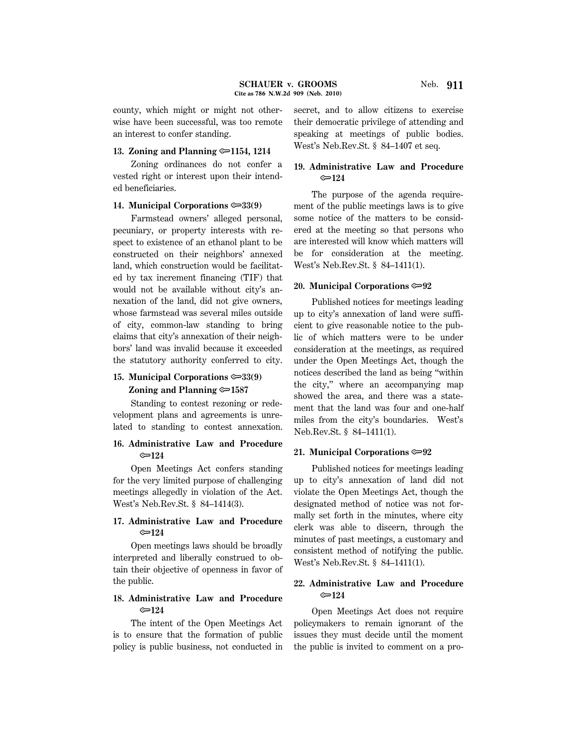county, which might or might not otherwise have been successful, was too remote an interest to confer standing.

**13. Zoning and Planning ⚖1154, 1214**

Zoning ordinances do not confer a vested right or interest upon their intended beneficiaries.

**14. Municipal Corporations ⚖33(9)**

Farmstead owners' alleged personal, pecuniary, or property interests with respect to existence of an ethanol plant to be constructed on their neighbors' annexed land, which construction would be facilitated by tax increment financing (TIF) that would not be available without city's annexation of the land, did not give owners, whose farmstead was several miles outside of city, common-law standing to bring claims that city's annexation of their neighbors' land was invalid because it exceeded the statutory authority conferred to city.

**15. Municipal Corporations ⚖33(9)**
**Zoning and Planning ⚖1587**

Standing to contest rezoning or redevelopment plans and agreements is unrelated to standing to contest annexation.

**16. Administrative Law and Procedure ⚖124**

Open Meetings Act confers standing for the very limited purpose of challenging meetings allegedly in violation of the Act. West's Neb.Rev.St. § 84–1414(3).

**17. Administrative Law and Procedure ⚖124**

Open meetings laws should be broadly interpreted and liberally construed to obtain their objective of openness in favor of the public.

**18. Administrative Law and Procedure ⚖124**

The intent of the Open Meetings Act is to ensure that the formation of public policy is public business, not conducted in secret, and to allow citizens to exercise their democratic privilege of attending and speaking at meetings of public bodies. West's Neb.Rev.St. § 84–1407 et seq.

**19. Administrative Law and Procedure ⚖124**

The purpose of the agenda requirement of the public meetings laws is to give some notice of the matters to be considered at the meeting so that persons who are interested will know which matters will be for consideration at the meeting. West's Neb.Rev.St. § 84–1411(1).

**20. Municipal Corporations ⚖92**

Published notices for meetings leading up to city's annexation of land were sufficient to give reasonable notice to the public of which matters were to be under consideration at the meetings, as required under the Open Meetings Act, though the notices described the land as being "within the city," where an accompanying map showed the area, and there was a statement that the land was four and one-half miles from the city's boundaries. West's Neb.Rev.St. § 84–1411(1).

**21. Municipal Corporations ⚖92**

Published notices for meetings leading up to city's annexation of land did not violate the Open Meetings Act, though the designated method of notice was not formally set forth in the minutes, where city clerk was able to discern, through the minutes of past meetings, a customary and consistent method of notifying the public. West's Neb.Rev.St. § 84–1411(1).

**22. Administrative Law and Procedure ⚖124**

Open Meetings Act does not require policymakers to remain ignorant of the issues they must decide until the moment the public is invited to comment on a pro-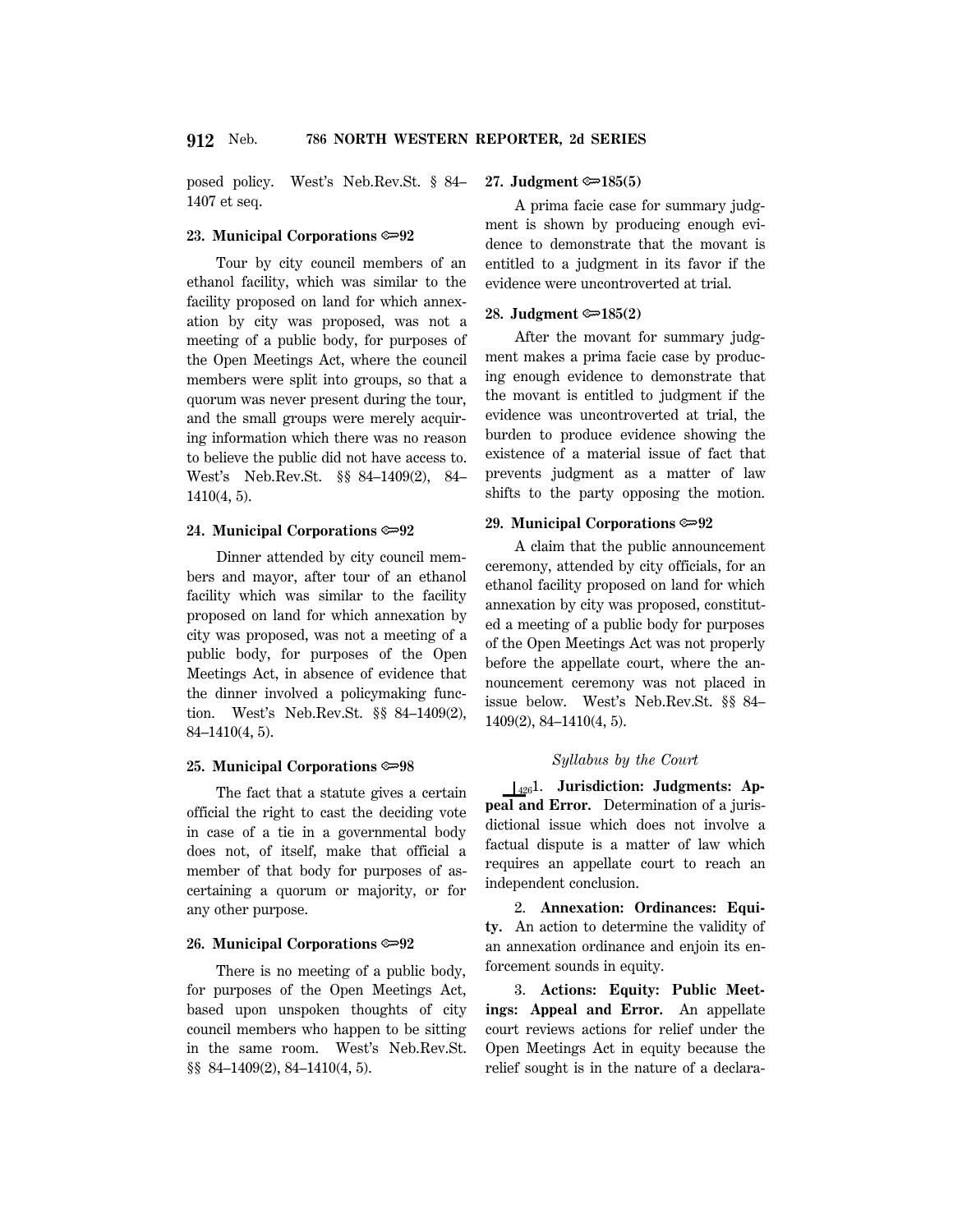posed policy. West's Neb.Rev.St. § 84–1407 et seq.

**23. Municipal Corporations ⚡92**

Tour by city council members of an ethanol facility, which was similar to the facility proposed on land for which annexation by city was proposed, was not a meeting of a public body, for purposes of the Open Meetings Act, where the council members were split into groups, so that a quorum was never present during the tour, and the small groups were merely acquiring information which there was no reason to believe the public did not have access to. West's Neb.Rev.St. §§ 84–1409(2), 84–1410(4, 5).

**24. Municipal Corporations ⚡92**

Dinner attended by city council members and mayor, after tour of an ethanol facility which was similar to the facility proposed on land for which annexation by city was proposed, was not a meeting of a public body, for purposes of the Open Meetings Act, in absence of evidence that the dinner involved a policymaking function. West's Neb.Rev.St. §§ 84–1409(2), 84–1410(4, 5).

**25. Municipal Corporations ⚡98**

The fact that a statute gives a certain official the right to cast the deciding vote in case of a tie in a governmental body does not, of itself, make that official a member of that body for purposes of ascertaining a quorum or majority, or for any other purpose.

**26. Municipal Corporations ⚡92**

There is no meeting of a public body, for purposes of the Open Meetings Act, based upon unspoken thoughts of city council members who happen to be sitting in the same room. West's Neb.Rev.St. §§ 84–1409(2), 84–1410(4, 5).

**27. Judgment ⚡185(5)**

A prima facie case for summary judgment is shown by producing enough evidence to demonstrate that the movant is entitled to a judgment in its favor if the evidence were uncontroverted at trial.

**28. Judgment ⚡185(2)**

After the movant for summary judgment makes a prima facie case by producing enough evidence to demonstrate that the movant is entitled to judgment if the evidence was uncontroverted at trial, the burden to produce evidence showing the existence of a material issue of fact that prevents judgment as a matter of law shifts to the party opposing the motion.

**29. Municipal Corporations ⚡92**

A claim that the public announcement ceremony, attended by city officials, for an ethanol facility proposed on land for which annexation by city was proposed, constituted a meeting of a public body for purposes of the Open Meetings Act was not properly before the appellate court, where the announcement ceremony was not placed in issue below. West's Neb.Rev.St. §§ 84–1409(2), 84–1410(4, 5).

*Syllabus by the Court*

[426] 1. **Jurisdiction: Judgments: Appeal and Error.** Determination of a jurisdictional issue which does not involve a factual dispute is a matter of law which requires an appellate court to reach an independent conclusion.

2. **Annexation: Ordinances: Equity.** An action to determine the validity of an annexation ordinance and enjoin its enforcement sounds in equity.

3. **Actions: Equity: Public Meetings: Appeal and Error.** An appellate court reviews actions for relief under the Open Meetings Act in equity because the relief sought is in the nature of a declara-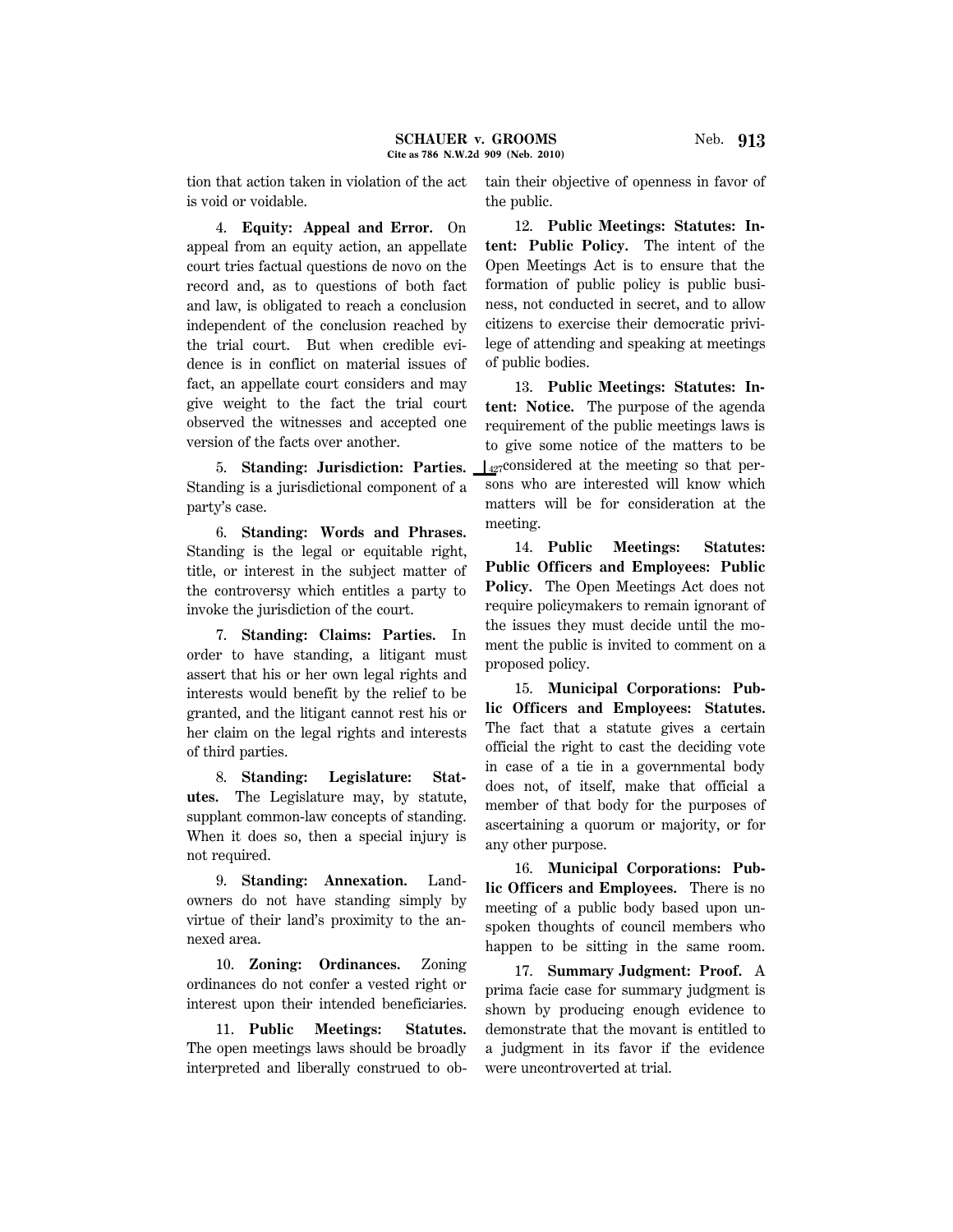tion that action taken in violation of the act is void or voidable.

4. **Equity: Appeal and Error.** On appeal from an equity action, an appellate court tries factual questions de novo on the record and, as to questions of both fact and law, is obligated to reach a conclusion independent of the conclusion reached by the trial court. But when credible evidence is in conflict on material issues of fact, an appellate court considers and may give weight to the fact the trial court observed the witnesses and accepted one version of the facts over another.

5. **Standing: Jurisdiction: Parties.** Standing is a jurisdictional component of a party's case.

6. **Standing: Words and Phrases.** Standing is the legal or equitable right, title, or interest in the subject matter of the controversy which entitles a party to invoke the jurisdiction of the court.

7. **Standing: Claims: Parties.** In order to have standing, a litigant must assert that his or her own legal rights and interests would benefit by the relief to be granted, and the litigant cannot rest his or her claim on the legal rights and interests of third parties.

8. **Standing: Legislature: Statutes.** The Legislature may, by statute, supplant common-law concepts of standing. When it does so, then a special injury is not required.

9. **Standing: Annexation.** Landowners do not have standing simply by virtue of their land's proximity to the annexed area.

10. **Zoning: Ordinances.** Zoning ordinances do not confer a vested right or interest upon their intended beneficiaries.

11. **Public Meetings: Statutes.** The open meetings laws should be broadly interpreted and liberally construed to obtain their objective of openness in favor of the public.

12. **Public Meetings: Statutes: Intent: Public Policy.** The intent of the Open Meetings Act is to ensure that the formation of public policy is public business, not conducted in secret, and to allow citizens to exercise their democratic privilege of attending and speaking at meetings of public bodies.

13. **Public Meetings: Statutes: Intent: Notice.** The purpose of the agenda requirement of the public meetings laws is to give some notice of the matters to be [427]considered at the meeting so that persons who are interested will know which matters will be for consideration at the meeting.

14. **Public Meetings: Statutes: Public Officers and Employees: Public Policy.** The Open Meetings Act does not require policymakers to remain ignorant of the issues they must decide until the moment the public is invited to comment on a proposed policy.

15. **Municipal Corporations: Public Officers and Employees: Statutes.** The fact that a statute gives a certain official the right to cast the deciding vote in case of a tie in a governmental body does not, of itself, make that official a member of that body for the purposes of ascertaining a quorum or majority, or for any other purpose.

16. **Municipal Corporations: Public Officers and Employees.** There is no meeting of a public body based upon unspoken thoughts of council members who happen to be sitting in the same room.

17. **Summary Judgment: Proof.** A prima facie case for summary judgment is shown by producing enough evidence to demonstrate that the movant is entitled to a judgment in its favor if the evidence were uncontroverted at trial.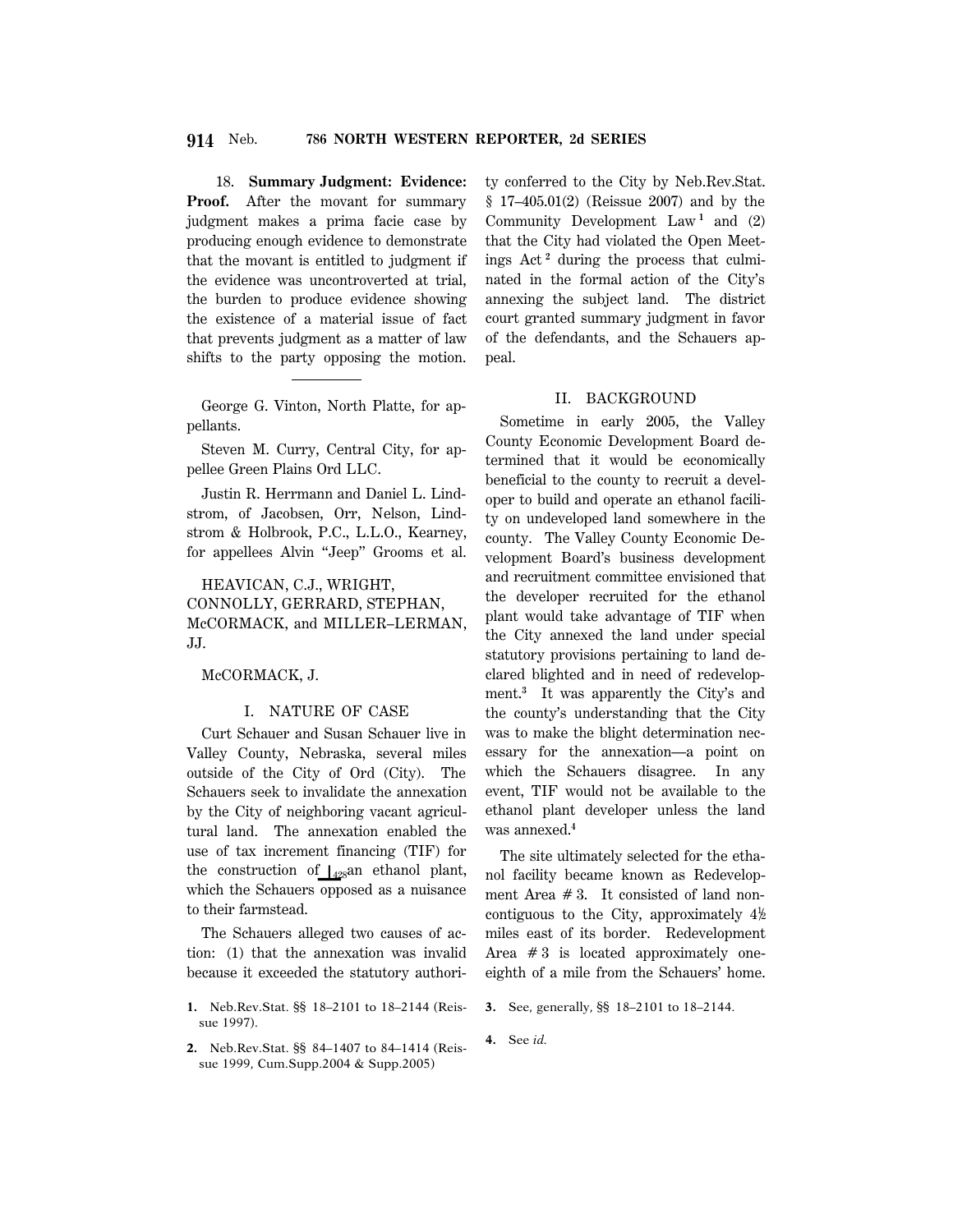18. **Summary Judgment: Evidence: Proof.** After the movant for summary judgment makes a prima facie case by producing enough evidence to demonstrate that the movant is entitled to judgment if the evidence was uncontroverted at trial, the burden to produce evidence showing the existence of a material issue of fact that prevents judgment as a matter of law shifts to the party opposing the motion.

---

George G. Vinton, North Platte, for appellants.

Steven M. Curry, Central City, for appellee Green Plains Ord LLC.

Justin R. Herrmann and Daniel L. Lindstrom, of Jacobsen, Orr, Nelson, Lindstrom & Holbrook, P.C., L.L.O., Kearney, for appellees Alvin "Jeep" Grooms et al.

HEAVICAN, C.J., WRIGHT, CONNOLLY, GERRARD, STEPHAN, McCORMACK, and MILLER–LERMAN, JJ.

McCORMACK, J.

## I. NATURE OF CASE

Curt Schauer and Susan Schauer live in Valley County, Nebraska, several miles outside of the City of Ord (City). The Schauers seek to invalidate the annexation by the City of neighboring vacant agricultural land. The annexation enabled the use of tax increment financing (TIF) for the construction of ⊥428an ethanol plant, which the Schauers opposed as a nuisance to their farmstead.

The Schauers alleged two causes of action: (1) that the annexation was invalid because it exceeded the statutory authority conferred to the City by Neb.Rev.Stat. § 17–405.01(2) (Reissue 2007) and by the Community Development Law[1] and (2) that the City had violated the Open Meetings Act[2] during the process that culminated in the formal action of the City's annexing the subject land. The district court granted summary judgment in favor of the defendants, and the Schauers appeal.

## II. BACKGROUND

Sometime in early 2005, the Valley County Economic Development Board determined that it would be economically beneficial to the county to recruit a developer to build and operate an ethanol facility on undeveloped land somewhere in the county. The Valley County Economic Development Board's business development and recruitment committee envisioned that the developer recruited for the ethanol plant would take advantage of TIF when the City annexed the land under special statutory provisions pertaining to land declared blighted and in need of redevelopment.[3] It was apparently the City's and the county's understanding that the City was to make the blight determination necessary for the annexation—a point on which the Schauers disagree. In any event, TIF would not be available to the ethanol plant developer unless the land was annexed.[4]

The site ultimately selected for the ethanol facility became known as Redevelopment Area # 3. It consisted of land noncontiguous to the City, approximately 4½ miles east of its border. Redevelopment Area # 3 is located approximately one-eighth of a mile from the Schauers' home.

1. Neb.Rev.Stat. §§ 18–2101 to 18–2144 (Reissue 1997).

2. Neb.Rev.Stat. §§ 84–1407 to 84–1414 (Reissue 1999, Cum.Supp.2004 & Supp.2005)

3. See, generally, §§ 18–2101 to 18–2144.

4. See *id.*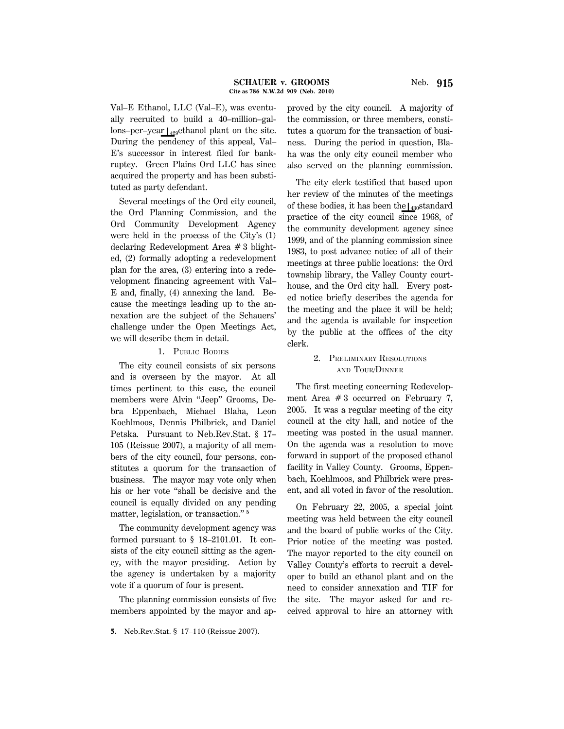Val–E Ethanol, LLC (Val–E), was eventually recruited to build a 40–million–gallons–per–year ⌊429 ethanol plant on the site. During the pendency of this appeal, Val–E's successor in interest filed for bankruptcy. Green Plains Ord LLC has since acquired the property and has been substituted as party defendant.

Several meetings of the Ord city council, the Ord Planning Commission, and the Ord Community Development Agency were held in the process of the City's (1) declaring Redevelopment Area # 3 blighted, (2) formally adopting a redevelopment plan for the area, (3) entering into a redevelopment financing agreement with Val–E and, finally, (4) annexing the land. Because the meetings leading up to the annexation are the subject of the Schauers' challenge under the Open Meetings Act, we will describe them in detail.

### 1. Public Bodies

The city council consists of six persons and is overseen by the mayor. At all times pertinent to this case, the council members were Alvin "Jeep" Grooms, Debra Eppenbach, Michael Blaha, Leon Koehlmoos, Dennis Philbrick, and Daniel Petska. Pursuant to Neb.Rev.Stat. § 17–105 (Reissue 2007), a majority of all members of the city council, four persons, constitutes a quorum for the transaction of business. The mayor may vote only when his or her vote "shall be decisive and the council is equally divided on any pending matter, legislation, or transaction." [5]

The community development agency was formed pursuant to § 18–2101.01. It consists of the city council sitting as the agency, with the mayor presiding. Action by the agency is undertaken by a majority vote if a quorum of four is present.

The planning commission consists of five members appointed by the mayor and approved by the city council. A majority of the commission, or three members, constitutes a quorum for the transaction of business. During the period in question, Blaha was the only city council member who also served on the planning commission.

The city clerk testified that based upon her review of the minutes of the meetings of these bodies, it has been the ⌊430 standard practice of the city council since 1968, of the community development agency since 1999, and of the planning commission since 1983, to post advance notice of all of their meetings at three public locations: the Ord township library, the Valley County courthouse, and the Ord city hall. Every posted notice briefly describes the agenda for the meeting and the place it will be held; and the agenda is available for inspection by the public at the offices of the city clerk.

### 2. Preliminary Resolutions and Tour/Dinner

The first meeting concerning Redevelopment Area # 3 occurred on February 7, 2005. It was a regular meeting of the city council at the city hall, and notice of the meeting was posted in the usual manner. On the agenda was a resolution to move forward in support of the proposed ethanol facility in Valley County. Grooms, Eppenbach, Koehlmoos, and Philbrick were present, and all voted in favor of the resolution.

On February 22, 2005, a special joint meeting was held between the city council and the board of public works of the City. Prior notice of the meeting was posted. The mayor reported to the city council on Valley County's efforts to recruit a developer to build an ethanol plant and on the need to consider annexation and TIF for the site. The mayor asked for and received approval to hire an attorney with

5. Neb.Rev.Stat. § 17–110 (Reissue 2007).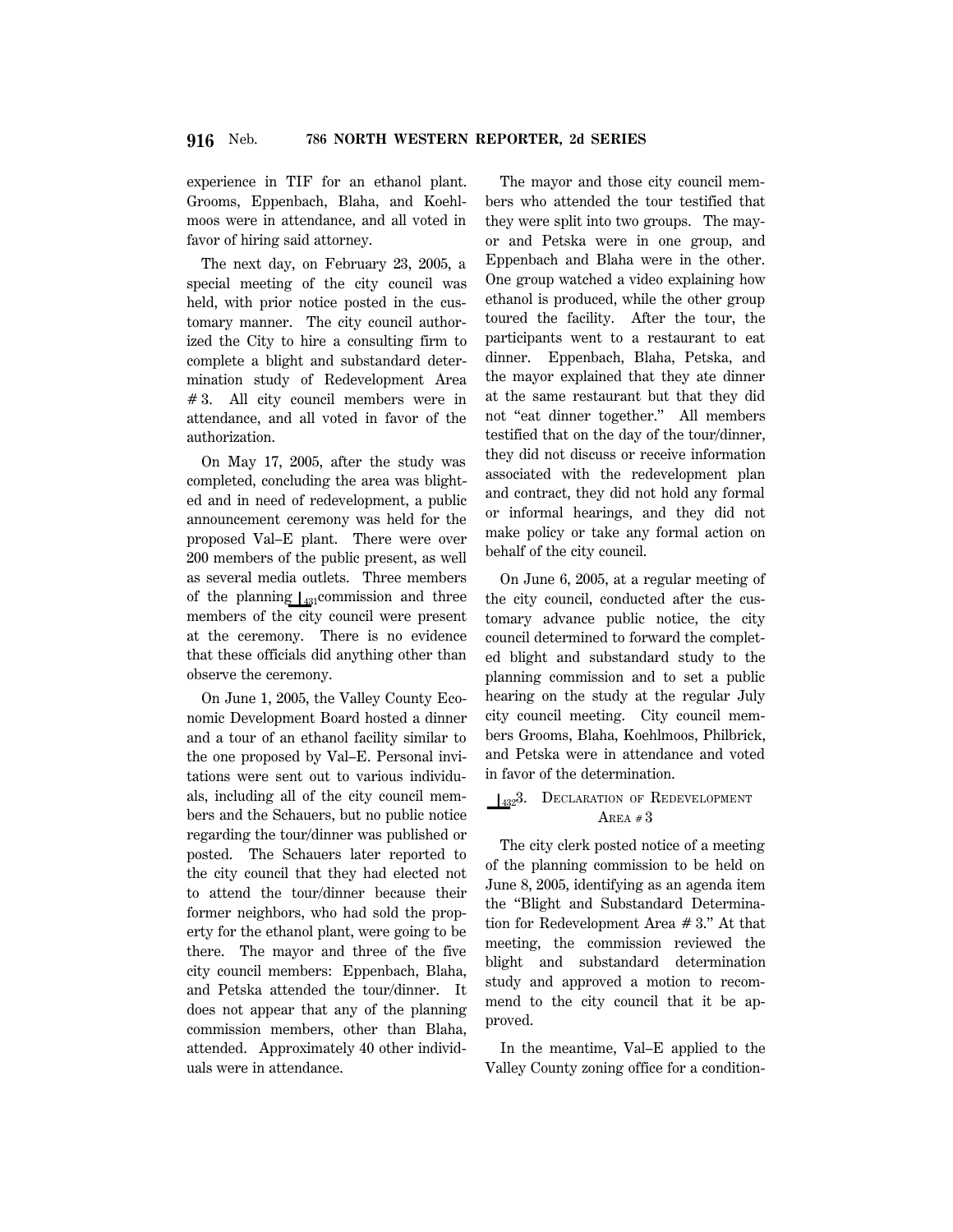experience in TIF for an ethanol plant. Grooms, Eppenbach, Blaha, and Koehlmoos were in attendance, and all voted in favor of hiring said attorney.

The next day, on February 23, 2005, a special meeting of the city council was held, with prior notice posted in the customary manner. The city council authorized the City to hire a consulting firm to complete a blight and substandard determination study of Redevelopment Area # 3. All city council members were in attendance, and all voted in favor of the authorization.

On May 17, 2005, after the study was completed, concluding the area was blighted and in need of redevelopment, a public announcement ceremony was held for the proposed Val–E plant. There were over 200 members of the public present, as well as several media outlets. Three members of the planning ⌊431 commission and three members of the city council were present at the ceremony. There is no evidence that these officials did anything other than observe the ceremony.

On June 1, 2005, the Valley County Economic Development Board hosted a dinner and a tour of an ethanol facility similar to the one proposed by Val–E. Personal invitations were sent out to various individuals, including all of the city council members and the Schauers, but no public notice regarding the tour/dinner was published or posted. The Schauers later reported to the city council that they had elected not to attend the tour/dinner because their former neighbors, who had sold the property for the ethanol plant, were going to be there. The mayor and three of the five city council members: Eppenbach, Blaha, and Petska attended the tour/dinner. It does not appear that any of the planning commission members, other than Blaha, attended. Approximately 40 other individuals were in attendance.

The mayor and those city council members who attended the tour testified that they were split into two groups. The mayor and Petska were in one group, and Eppenbach and Blaha were in the other. One group watched a video explaining how ethanol is produced, while the other group toured the facility. After the tour, the participants went to a restaurant to eat dinner. Eppenbach, Blaha, Petska, and the mayor explained that they ate dinner at the same restaurant but that they did not "eat dinner together." All members testified that on the day of the tour/dinner, they did not discuss or receive information associated with the redevelopment plan and contract, they did not hold any formal or informal hearings, and they did not make policy or take any formal action on behalf of the city council.

On June 6, 2005, at a regular meeting of the city council, conducted after the customary advance public notice, the city council determined to forward the completed blight and substandard study to the planning commission and to set a public hearing on the study at the regular July city council meeting. City council members Grooms, Blaha, Koehlmoos, Philbrick, and Petska were in attendance and voted in favor of the determination.

### ⌊432 3. Declaration of Redevelopment Area # 3

The city clerk posted notice of a meeting of the planning commission to be held on June 8, 2005, identifying as an agenda item the "Blight and Substandard Determination for Redevelopment Area # 3." At that meeting, the commission reviewed the blight and substandard determination study and approved a motion to recommend to the city council that it be approved.

In the meantime, Val–E applied to the Valley County zoning office for a condition-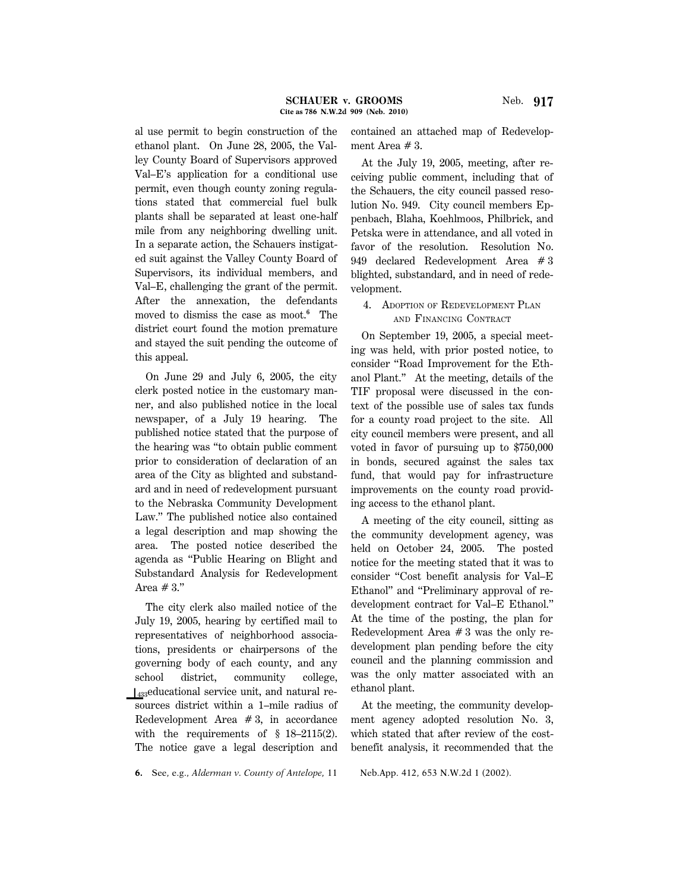al use permit to begin construction of the ethanol plant. On June 28, 2005, the Valley County Board of Supervisors approved Val–E's application for a conditional use permit, even though county zoning regulations stated that commercial fuel bulk plants shall be separated at least one-half mile from any neighboring dwelling unit. In a separate action, the Schauers instigated suit against the Valley County Board of Supervisors, its individual members, and Val–E, challenging the grant of the permit. After the annexation, the defendants moved to dismiss the case as moot.[6] The district court found the motion premature and stayed the suit pending the outcome of this appeal.

On June 29 and July 6, 2005, the city clerk posted notice in the customary manner, and also published notice in the local newspaper, of a July 19 hearing. The published notice stated that the purpose of the hearing was "to obtain public comment prior to consideration of declaration of an area of the City as blighted and substandard and in need of redevelopment pursuant to the Nebraska Community Development Law." The published notice also contained a legal description and map showing the area. The posted notice described the agenda as "Public Hearing on Blight and Substandard Analysis for Redevelopment Area # 3."

The city clerk also mailed notice of the July 19, 2005, hearing by certified mail to representatives of neighborhood associations, presidents or chairpersons of the governing body of each county, and any school district, community college, [433]educational service unit, and natural resources district within a 1–mile radius of Redevelopment Area # 3, in accordance with the requirements of § 18–2115(2). The notice gave a legal description and contained an attached map of Redevelopment Area # 3.

At the July 19, 2005, meeting, after receiving public comment, including that of the Schauers, the city council passed resolution No. 949. City council members Eppenbach, Blaha, Koehlmoos, Philbrick, and Petska were in attendance, and all voted in favor of the resolution. Resolution No. 949 declared Redevelopment Area # 3 blighted, substandard, and in need of redevelopment.

### 4. Adoption of Redevelopment Plan and Financing Contract

On September 19, 2005, a special meeting was held, with prior posted notice, to consider "Road Improvement for the Ethanol Plant." At the meeting, details of the TIF proposal were discussed in the context of the possible use of sales tax funds for a county road project to the site. All city council members were present, and all voted in favor of pursuing up to $750,000 in bonds, secured against the sales tax fund, that would pay for infrastructure improvements on the county road providing access to the ethanol plant.

A meeting of the city council, sitting as the community development agency, was held on October 24, 2005. The posted notice for the meeting stated that it was to consider "Cost benefit analysis for Val–E Ethanol" and "Preliminary approval of redevelopment contract for Val–E Ethanol." At the time of the posting, the plan for Redevelopment Area # 3 was the only redevelopment plan pending before the city council and the planning commission and was the only matter associated with an ethanol plant.

At the meeting, the community development agency adopted resolution No. 3, which stated that after review of the cost-benefit analysis, it recommended that the

6. See, e.g., *Alderman v. County of Antelope,* 11 Neb.App. 412, 653 N.W.2d 1 (2002).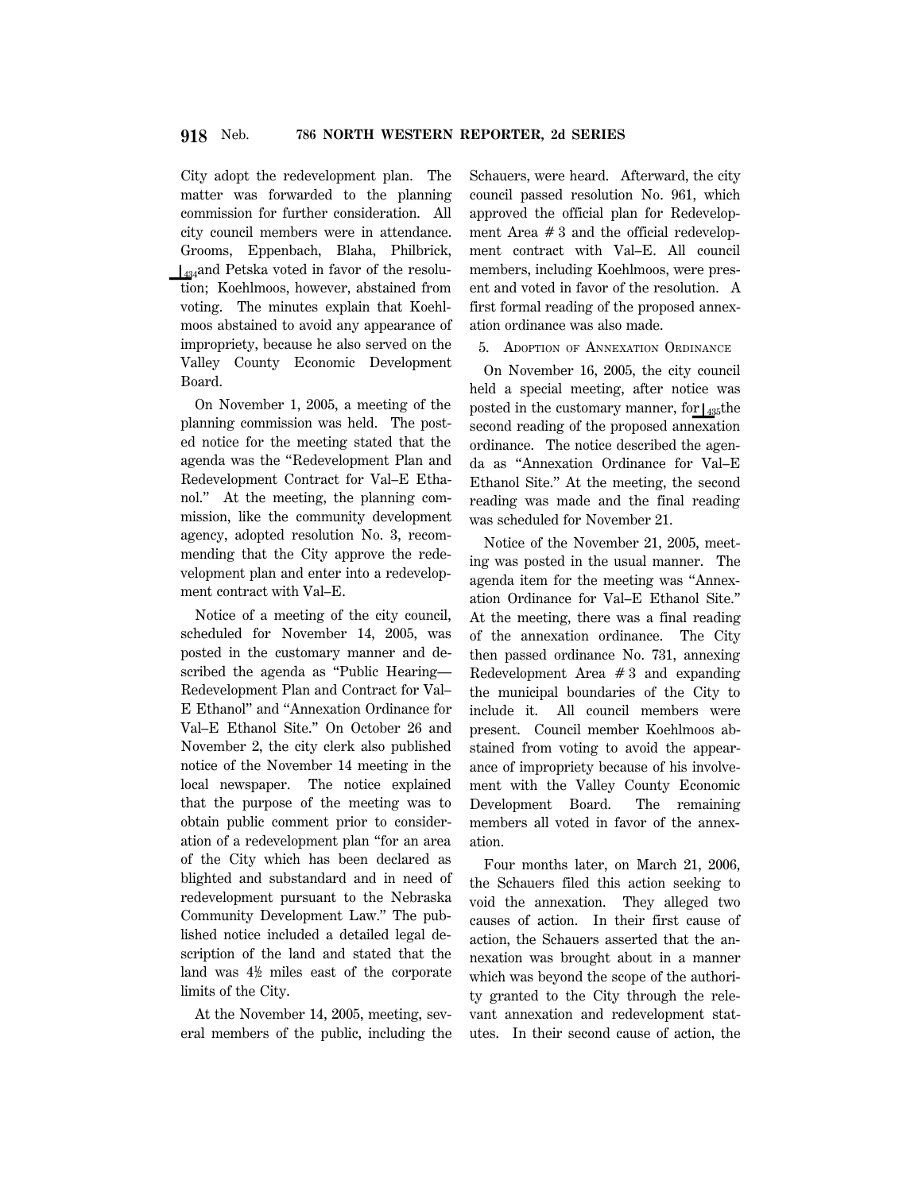City adopt the redevelopment plan. The matter was forwarded to the planning commission for further consideration. All city council members were in attendance. Grooms, Eppenbach, Blaha, Philbrick, ⌊434and Petska voted in favor of the resolution; Koehlmoos, however, abstained from voting. The minutes explain that Koehlmoos abstained to avoid any appearance of impropriety, because he also served on the Valley County Economic Development Board.

On November 1, 2005, a meeting of the planning commission was held. The posted notice for the meeting stated that the agenda was the "Redevelopment Plan and Redevelopment Contract for Val–E Ethanol." At the meeting, the planning commission, like the community development agency, adopted resolution No. 3, recommending that the City approve the redevelopment plan and enter into a redevelopment contract with Val–E.

Notice of a meeting of the city council, scheduled for November 14, 2005, was posted in the customary manner and described the agenda as "Public Hearing—Redevelopment Plan and Contract for Val–E Ethanol" and "Annexation Ordinance for Val–E Ethanol Site." On October 26 and November 2, the city clerk also published notice of the November 14 meeting in the local newspaper. The notice explained that the purpose of the meeting was to obtain public comment prior to consideration of a redevelopment plan "for an area of the City which has been declared as blighted and substandard and in need of redevelopment pursuant to the Nebraska Community Development Law." The published notice included a detailed legal description of the land and stated that the land was 4½ miles east of the corporate limits of the City.

At the November 14, 2005, meeting, several members of the public, including the Schauers, were heard. Afterward, the city council passed resolution No. 961, which approved the official plan for Redevelopment Area # 3 and the official redevelopment contract with Val–E. All council members, including Koehlmoos, were present and voted in favor of the resolution. A first formal reading of the proposed annexation ordinance was also made.

5. Adoption of Annexation Ordinance

On November 16, 2005, the city council held a special meeting, after notice was posted in the customary manner, for⌊435the second reading of the proposed annexation ordinance. The notice described the agenda as "Annexation Ordinance for Val–E Ethanol Site." At the meeting, the second reading was made and the final reading was scheduled for November 21.

Notice of the November 21, 2005, meeting was posted in the usual manner. The agenda item for the meeting was "Annexation Ordinance for Val–E Ethanol Site." At the meeting, there was a final reading of the annexation ordinance. The City then passed ordinance No. 731, annexing Redevelopment Area # 3 and expanding the municipal boundaries of the City to include it. All council members were present. Council member Koehlmoos abstained from voting to avoid the appearance of impropriety because of his involvement with the Valley County Economic Development Board. The remaining members all voted in favor of the annexation.

Four months later, on March 21, 2006, the Schauers filed this action seeking to void the annexation. They alleged two causes of action. In their first cause of action, the Schauers asserted that the annexation was brought about in a manner which was beyond the scope of the authority granted to the City through the relevant annexation and redevelopment statutes. In their second cause of action, the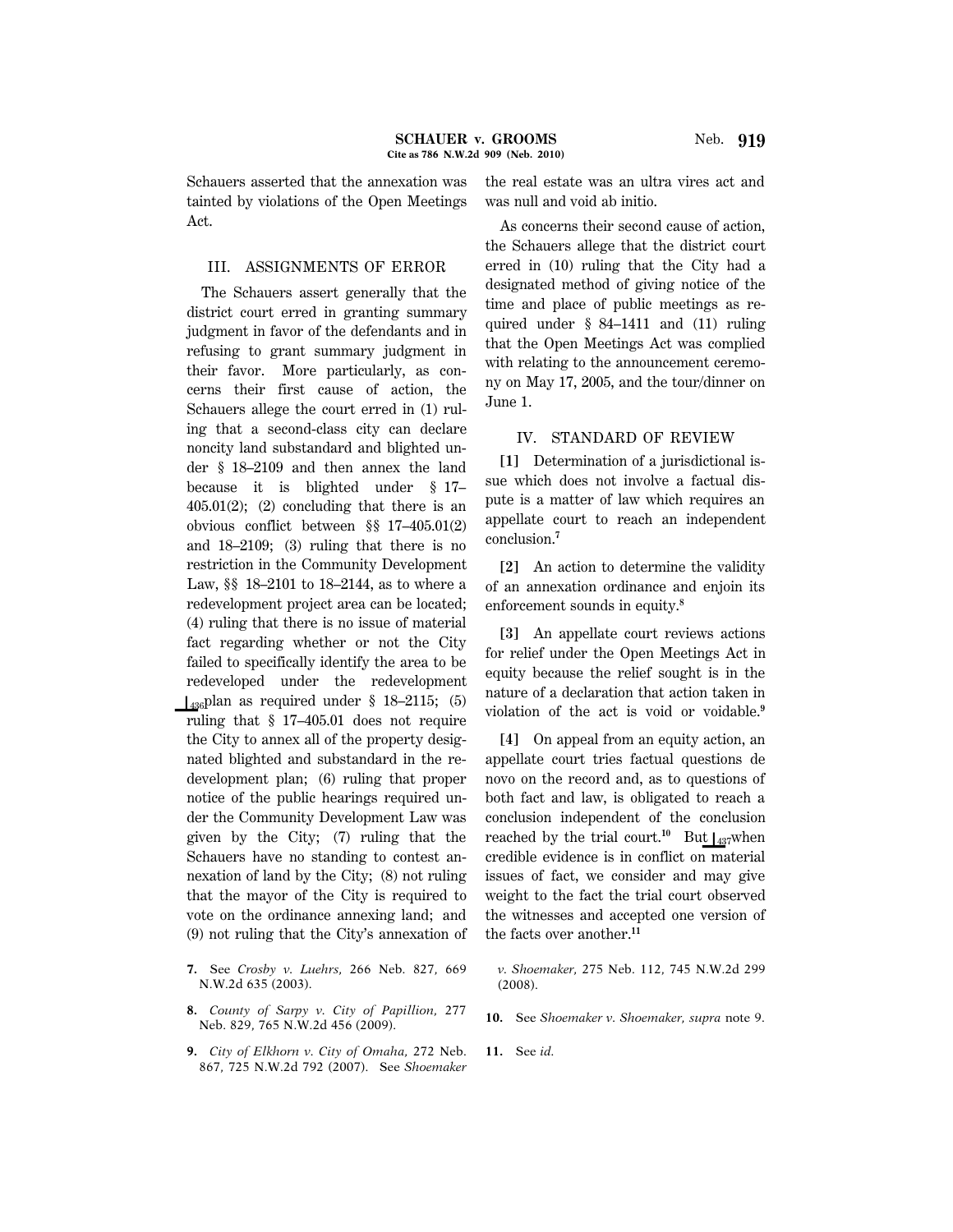Schauers asserted that the annexation was tainted by violations of the Open Meetings Act.

## III. ASSIGNMENTS OF ERROR

The Schauers assert generally that the district court erred in granting summary judgment in favor of the defendants and in refusing to grant summary judgment in their favor. More particularly, as concerns their first cause of action, the Schauers allege the court erred in (1) ruling that a second-class city can declare noncity land substandard and blighted under § 18–2109 and then annex the land because it is blighted under § 17–405.01(2); (2) concluding that there is an obvious conflict between §§ 17–405.01(2) and 18–2109; (3) ruling that there is no restriction in the Community Development Law, §§ 18–2101 to 18–2144, as to where a redevelopment project area can be located; (4) ruling that there is no issue of material fact regarding whether or not the City failed to specifically identify the area to be redeveloped under the redevelopment ⌊436plan as required under § 18–2115; (5) ruling that § 17–405.01 does not require the City to annex all of the property designated blighted and substandard in the redevelopment plan; (6) ruling that proper notice of the public hearings required under the Community Development Law was given by the City; (7) ruling that the Schauers have no standing to contest annexation of land by the City; (8) not ruling that the mayor of the City is required to vote on the ordinance annexing land; and (9) not ruling that the City's annexation of the real estate was an ultra vires act and was null and void ab initio.

As concerns their second cause of action, the Schauers allege that the district court erred in (10) ruling that the City had a designated method of giving notice of the time and place of public meetings as required under § 84–1411 and (11) ruling that the Open Meetings Act was complied with relating to the announcement ceremony on May 17, 2005, and the tour/dinner on June 1.

## IV. STANDARD OF REVIEW

**[1]** Determination of a jurisdictional issue which does not involve a factual dispute is a matter of law which requires an appellate court to reach an independent conclusion.[7]

**[2]** An action to determine the validity of an annexation ordinance and enjoin its enforcement sounds in equity.[8]

**[3]** An appellate court reviews actions for relief under the Open Meetings Act in equity because the relief sought is in the nature of a declaration that action taken in violation of the act is void or voidable.[9]

**[4]** On appeal from an equity action, an appellate court tries factual questions de novo on the record and, as to questions of both fact and law, is obligated to reach a conclusion independent of the conclusion reached by the trial court.[10] But ⌊437when credible evidence is in conflict on material issues of fact, we consider and may give weight to the fact the trial court observed the witnesses and accepted one version of the facts over another.[11]

---

**7.** See *Crosby v. Luehrs,* 266 Neb. 827, 669 N.W.2d 635 (2003).

**8.** *County of Sarpy v. City of Papillion,* 277 Neb. 829, 765 N.W.2d 456 (2009).

**9.** *City of Elkhorn v. City of Omaha,* 272 Neb. 867, 725 N.W.2d 792 (2007). See *Shoemaker v. Shoemaker,* 275 Neb. 112, 745 N.W.2d 299 (2008).

**10.** See *Shoemaker v. Shoemaker, supra* note 9.

**11.** See *id.*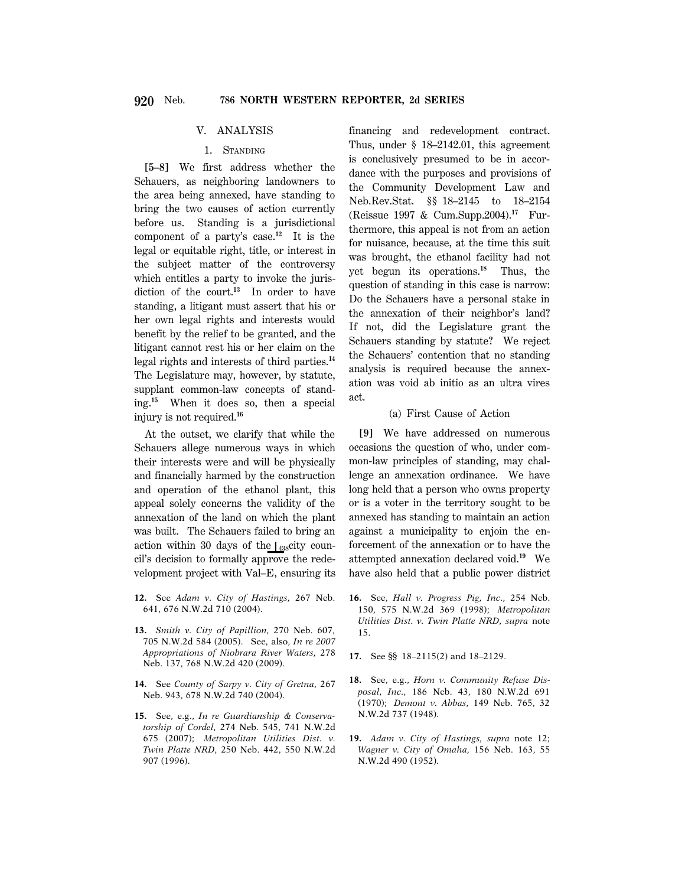## V. ANALYSIS

### 1. Standing

**[5–8]** We first address whether the Schauers, as neighboring landowners to the area being annexed, have standing to bring the two causes of action currently before us. Standing is a jurisdictional component of a party's case.[12] It is the legal or equitable right, title, or interest in the subject matter of the controversy which entitles a party to invoke the jurisdiction of the court.[13] In order to have standing, a litigant must assert that his or her own legal rights and interests would benefit by the relief to be granted, and the litigant cannot rest his or her claim on the legal rights and interests of third parties.[14] The Legislature may, however, by statute, supplant common-law concepts of standing.[15] When it does so, then a special injury is not required.[16]

At the outset, we clarify that while the Schauers allege numerous ways in which their interests were and will be physically and financially harmed by the construction and operation of the ethanol plant, this appeal solely concerns the validity of the annexation of the land on which the plant was built. The Schauers failed to bring an action within 30 days of the ⌊438city council's decision to formally approve the redevelopment project with Val–E, ensuring its financing and redevelopment contract. Thus, under § 18–2142.01, this agreement is conclusively presumed to be in accordance with the purposes and provisions of the Community Development Law and Neb.Rev.Stat. §§ 18–2145 to 18–2154 (Reissue 1997 & Cum.Supp.2004).[17] Furthermore, this appeal is not from an action for nuisance, because, at the time this suit was brought, the ethanol facility had not yet begun its operations.[18] Thus, the question of standing in this case is narrow: Do the Schauers have a personal stake in the annexation of their neighbor's land? If not, did the Legislature grant the Schauers standing by statute? We reject the Schauers' contention that no standing analysis is required because the annexation was void ab initio as an ultra vires act.

#### (a) First Cause of Action

**[9]** We have addressed on numerous occasions the question of who, under common-law principles of standing, may challenge an annexation ordinance. We have long held that a person who owns property or is a voter in the territory sought to be annexed has standing to maintain an action against a municipality to enjoin the enforcement of the annexation or to have the attempted annexation declared void.[19] We have also held that a public power district

---

12. See *Adam v. City of Hastings,* 267 Neb. 641, 676 N.W.2d 710 (2004).

13. *Smith v. City of Papillion,* 270 Neb. 607, 705 N.W.2d 584 (2005). See, also, *In re 2007 Appropriations of Niobrara River Waters,* 278 Neb. 137, 768 N.W.2d 420 (2009).

14. See *County of Sarpy v. City of Gretna,* 267 Neb. 943, 678 N.W.2d 740 (2004).

15. See, e.g., *In re Guardianship & Conservatorship of Cordel,* 274 Neb. 545, 741 N.W.2d 675 (2007); *Metropolitan Utilities Dist. v. Twin Platte NRD,* 250 Neb. 442, 550 N.W.2d 907 (1996).

16. See, *Hall v. Progress Pig, Inc.,* 254 Neb. 150, 575 N.W.2d 369 (1998); *Metropolitan Utilities Dist. v. Twin Platte NRD, supra* note 15.

17. See §§ 18–2115(2) and 18–2129.

18. See, e.g., *Horn v. Community Refuse Disposal, Inc.,* 186 Neb. 43, 180 N.W.2d 691 (1970); *Demont v. Abbas,* 149 Neb. 765, 32 N.W.2d 737 (1948).

19. *Adam v. City of Hastings, supra* note 12; *Wagner v. City of Omaha,* 156 Neb. 163, 55 N.W.2d 490 (1952).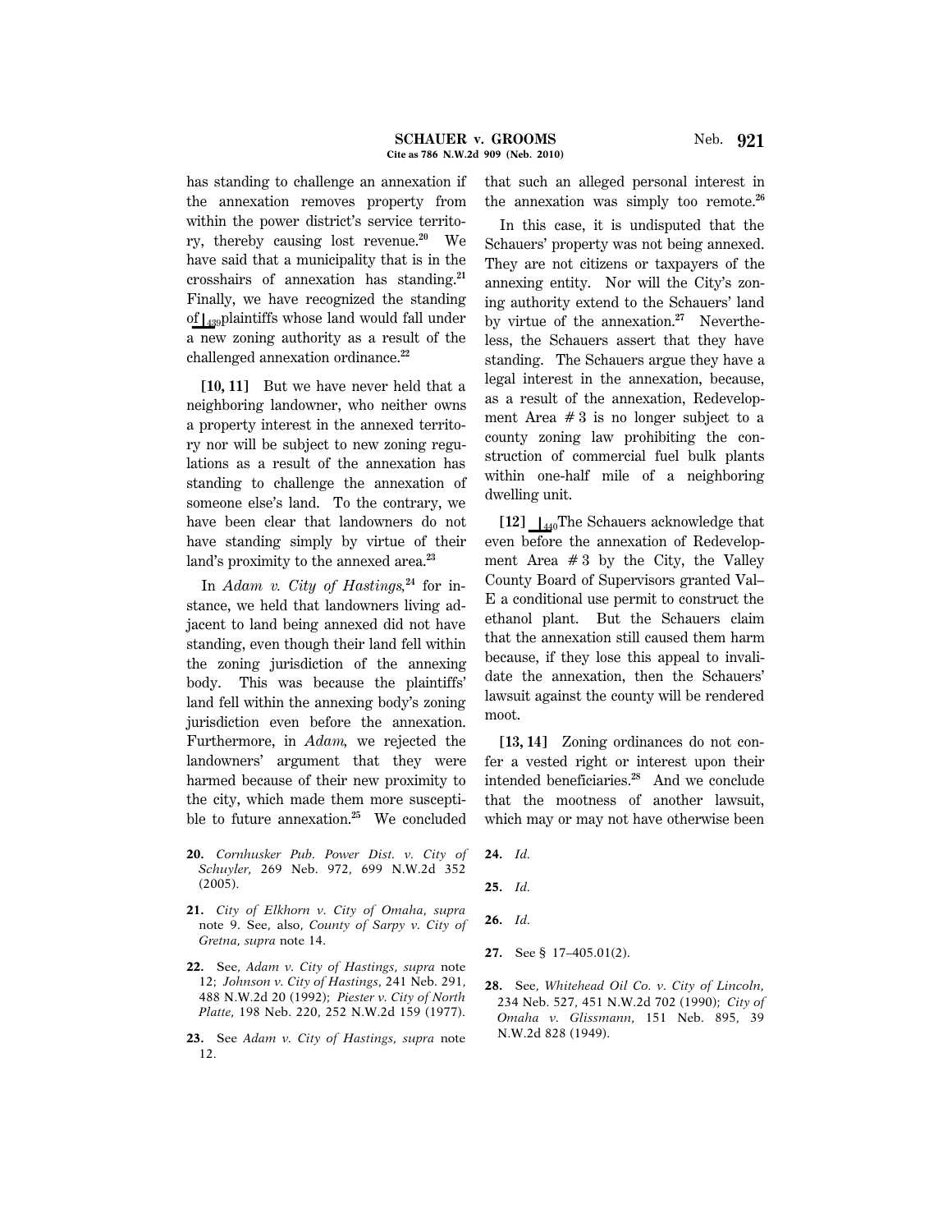has standing to challenge an annexation if the annexation removes property from within the power district's service territory, thereby causing lost revenue.[20] We have said that a municipality that is in the crosshairs of annexation has standing.[21] Finally, we have recognized the standing of ⌊439plaintiffs whose land would fall under a new zoning authority as a result of the challenged annexation ordinance.[22]

**[10, 11]** But we have never held that a neighboring landowner, who neither owns a property interest in the annexed territory nor will be subject to new zoning regulations as a result of the annexation has standing to challenge the annexation of someone else's land. To the contrary, we have been clear that landowners do not have standing simply by virtue of their land's proximity to the annexed area.[23]

In *Adam v. City of Hastings*,[24] for instance, we held that landowners living adjacent to land being annexed did not have standing, even though their land fell within the zoning jurisdiction of the annexing body. This was because the plaintiffs' land fell within the annexing body's zoning jurisdiction even before the annexation. Furthermore, in *Adam*, we rejected the landowners' argument that they were harmed because of their new proximity to the city, which made them more susceptible to future annexation.[25] We concluded that such an alleged personal interest in the annexation was simply too remote.[26]

In this case, it is undisputed that the Schauers' property was not being annexed. They are not citizens or taxpayers of the annexing entity. Nor will the City's zoning authority extend to the Schauers' land by virtue of the annexation.[27] Nevertheless, the Schauers assert that they have standing. The Schauers argue they have a legal interest in the annexation, because, as a result of the annexation, Redevelopment Area # 3 is no longer subject to a county zoning law prohibiting the construction of commercial fuel bulk plants within one-half mile of a neighboring dwelling unit.

**[12]** ⌊440The Schauers acknowledge that even before the annexation of Redevelopment Area # 3 by the City, the Valley County Board of Supervisors granted Val–E a conditional use permit to construct the ethanol plant. But the Schauers claim that the annexation still caused them harm because, if they lose this appeal to invalidate the annexation, then the Schauers' lawsuit against the county will be rendered moot.

**[13, 14]** Zoning ordinances do not confer a vested right or interest upon their intended beneficiaries.[28] And we conclude that the mootness of another lawsuit, which may or may not have otherwise been

---

**20.** *Cornhusker Pub. Power Dist. v. City of Schuyler*, 269 Neb. 972, 699 N.W.2d 352 (2005).

**21.** *City of Elkhorn v. City of Omaha, supra* note 9. See, also, *County of Sarpy v. City of Gretna, supra* note 14.

**22.** See, *Adam v. City of Hastings, supra* note 12; *Johnson v. City of Hastings*, 241 Neb. 291, 488 N.W.2d 20 (1992); *Piester v. City of North Platte*, 198 Neb. 220, 252 N.W.2d 159 (1977).

**23.** See *Adam v. City of Hastings, supra* note 12.

**24.** *Id.*

**25.** *Id.*

**26.** *Id.*

**27.** See § 17–405.01(2).

**28.** See, *Whitehead Oil Co. v. City of Lincoln*, 234 Neb. 527, 451 N.W.2d 702 (1990); *City of Omaha v. Glissmann*, 151 Neb. 895, 39 N.W.2d 828 (1949).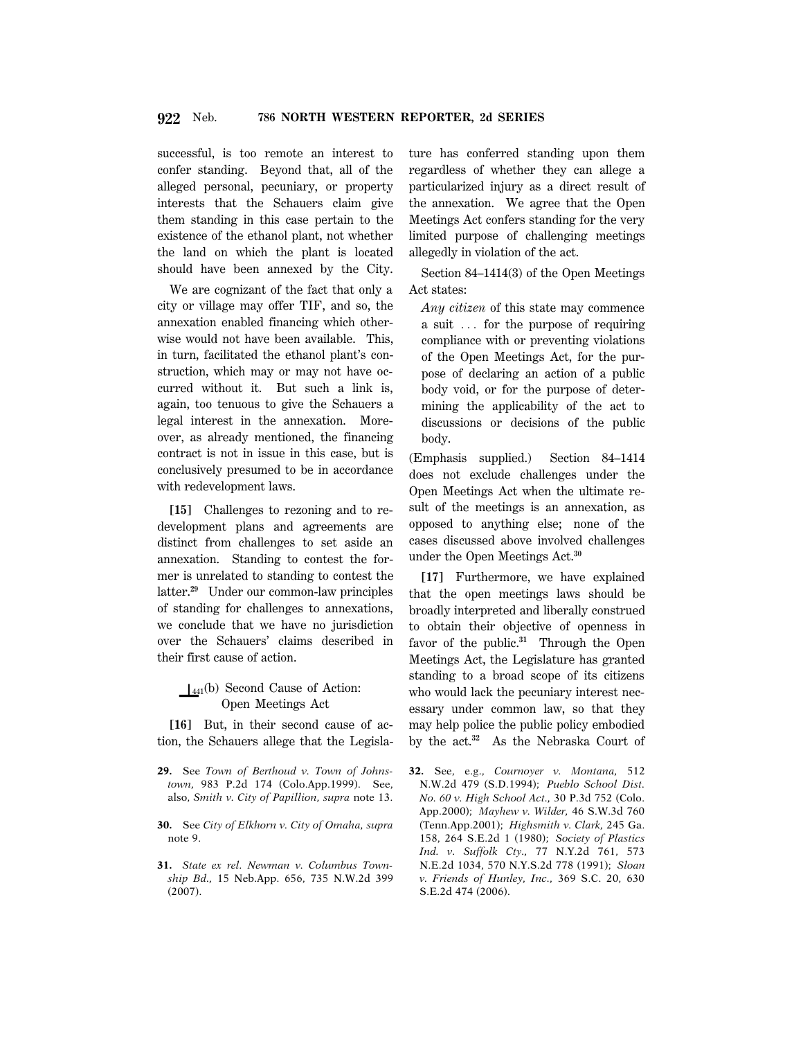successful, is too remote an interest to confer standing. Beyond that, all of the alleged personal, pecuniary, or property interests that the Schauers claim give them standing in this case pertain to the existence of the ethanol plant, not whether the land on which the plant is located should have been annexed by the City.

We are cognizant of the fact that only a city or village may offer TIF, and so, the annexation enabled financing which otherwise would not have been available. This, in turn, facilitated the ethanol plant's construction, which may or may not have occurred without it. But such a link is, again, too tenuous to give the Schauers a legal interest in the annexation. Moreover, as already mentioned, the financing contract is not in issue in this case, but is conclusively presumed to be in accordance with redevelopment laws.

**[15]** Challenges to rezoning and to redevelopment plans and agreements are distinct from challenges to set aside an annexation. Standing to contest the former is unrelated to standing to contest the latter.[29] Under our common-law principles of standing for challenges to annexations, we conclude that we have no jurisdiction over the Schauers' claims described in their first cause of action.

$\lfloor_{441}$(b) Second Cause of Action: Open Meetings Act

**[16]** But, in their second cause of action, the Schauers allege that the Legislature has conferred standing upon them regardless of whether they can allege a particularized injury as a direct result of the annexation. We agree that the Open Meetings Act confers standing for the very limited purpose of challenging meetings allegedly in violation of the act.

Section 84–1414(3) of the Open Meetings Act states:

> *Any citizen* of this state may commence a suit ... for the purpose of requiring compliance with or preventing violations of the Open Meetings Act, for the purpose of declaring an action of a public body void, or for the purpose of determining the applicability of the act to discussions or decisions of the public body.

(Emphasis supplied.) Section 84–1414 does not exclude challenges under the Open Meetings Act when the ultimate result of the meetings is an annexation, as opposed to anything else; none of the cases discussed above involved challenges under the Open Meetings Act.[30]

**[17]** Furthermore, we have explained that the open meetings laws should be broadly interpreted and liberally construed to obtain their objective of openness in favor of the public.[31] Through the Open Meetings Act, the Legislature has granted standing to a broad scope of its citizens who would lack the pecuniary interest necessary under common law, so that they may help police the public policy embodied by the act.[32] As the Nebraska Court of

---

**29.** See *Town of Berthoud v. Town of Johnstown,* 983 P.2d 174 (Colo.App.1999). See, also, *Smith v. City of Papillion, supra* note 13.

**30.** See *City of Elkhorn v. City of Omaha, supra* note 9.

**31.** *State ex rel. Newman v. Columbus Township Bd.,* 15 Neb.App. 656, 735 N.W.2d 399 (2007).

**32.** See, e.g., *Cournoyer v. Montana,* 512 N.W.2d 479 (S.D.1994); *Pueblo School Dist. No. 60 v. High School Act.,* 30 P.3d 752 (Colo. App.2000); *Mayhew v. Wilder,* 46 S.W.3d 760 (Tenn.App.2001); *Highsmith v. Clark,* 245 Ga. 158, 264 S.E.2d 1 (1980); *Society of Plastics Ind. v. Suffolk Cty.,* 77 N.Y.2d 761, 573 N.E.2d 1034, 570 N.Y.S.2d 778 (1991); *Sloan v. Friends of Hunley, Inc.,* 369 S.C. 20, 630 S.E.2d 474 (2006).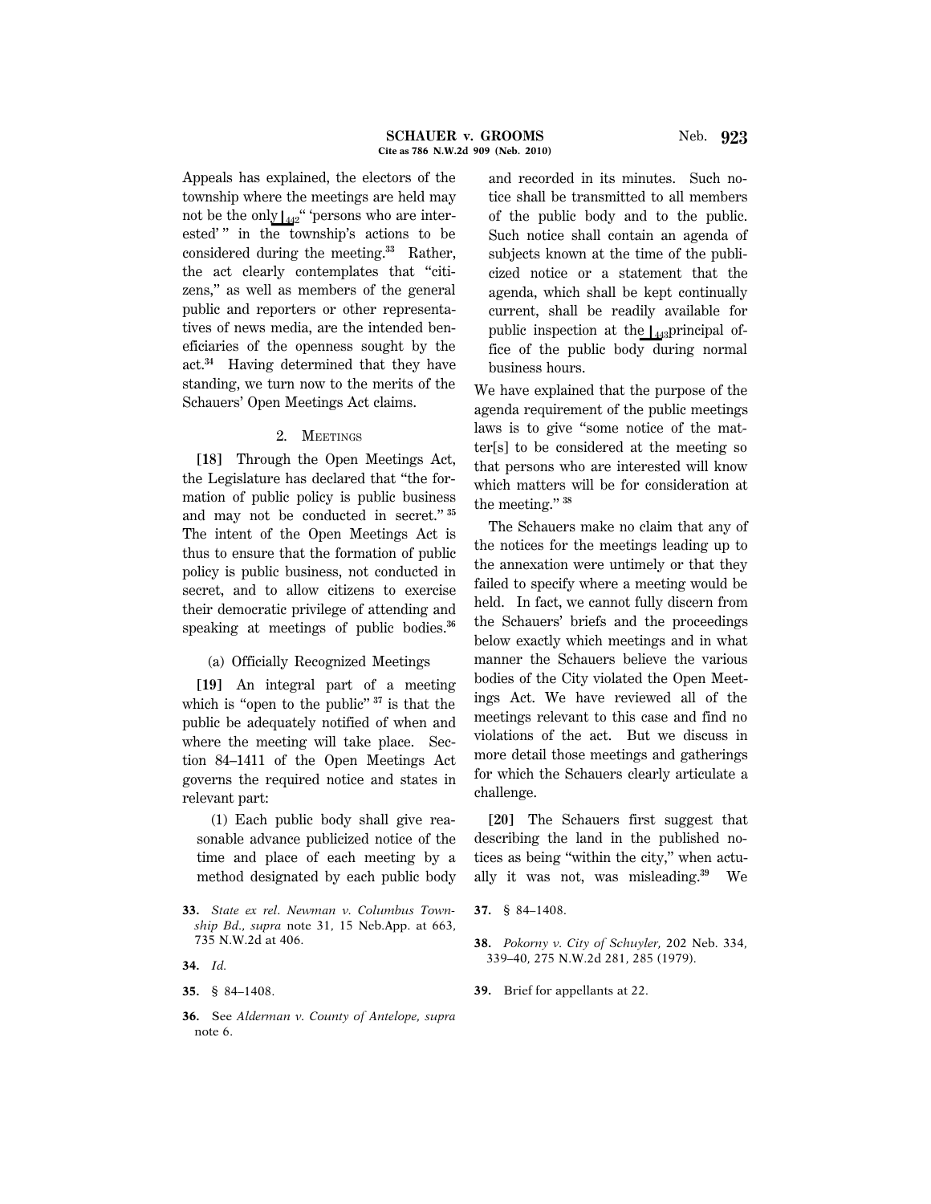Appeals has explained, the electors of the township where the meetings are held may not be the only ⌊442" 'persons who are interested' " in the township's actions to be considered during the meeting.[33] Rather, the act clearly contemplates that "citizens," as well as members of the general public and reporters or other representatives of news media, are the intended beneficiaries of the openness sought by the act.[34] Having determined that they have standing, we turn now to the merits of the Schauers' Open Meetings Act claims.

### 2. Meetings

**[18]** Through the Open Meetings Act, the Legislature has declared that "the formation of public policy is public business and may not be conducted in secret." [35] The intent of the Open Meetings Act is thus to ensure that the formation of public policy is public business, not conducted in secret, and to allow citizens to exercise their democratic privilege of attending and speaking at meetings of public bodies.[36]

#### (a) Officially Recognized Meetings

**[19]** An integral part of a meeting which is "open to the public" [37] is that the public be adequately notified of when and where the meeting will take place. Section 84–1411 of the Open Meetings Act governs the required notice and states in relevant part:

> (1) Each public body shall give reasonable advance publicized notice of the time and place of each meeting by a method designated by each public body and recorded in its minutes. Such notice shall be transmitted to all members of the public body and to the public. Such notice shall contain an agenda of subjects known at the time of the publicized notice or a statement that the agenda, which shall be kept continually current, shall be readily available for public inspection at the ⌊443principal office of the public body during normal business hours.

We have explained that the purpose of the agenda requirement of the public meetings laws is to give "some notice of the matter[s] to be considered at the meeting so that persons who are interested will know which matters will be for consideration at the meeting." [38]

The Schauers make no claim that any of the notices for the meetings leading up to the annexation were untimely or that they failed to specify where a meeting would be held. In fact, we cannot fully discern from the Schauers' briefs and the proceedings below exactly which meetings and in what manner the Schauers believe the various bodies of the City violated the Open Meetings Act. We have reviewed all of the meetings relevant to this case and find no violations of the act. But we discuss in more detail those meetings and gatherings for which the Schauers clearly articulate a challenge.

**[20]** The Schauers first suggest that describing the land in the published notices as being "within the city," when actually it was not, was misleading.[39] We

---

**33.** *State ex rel. Newman v. Columbus Township Bd., supra* note 31, 15 Neb.App. at 663, 735 N.W.2d at 406.

**34.** *Id.*

**35.** § 84–1408.

**36.** See *Alderman v. County of Antelope, supra* note 6.

**37.** § 84–1408.

**38.** *Pokorny v. City of Schuyler,* 202 Neb. 334, 339–40, 275 N.W.2d 281, 285 (1979).

**39.** Brief for appellants at 22.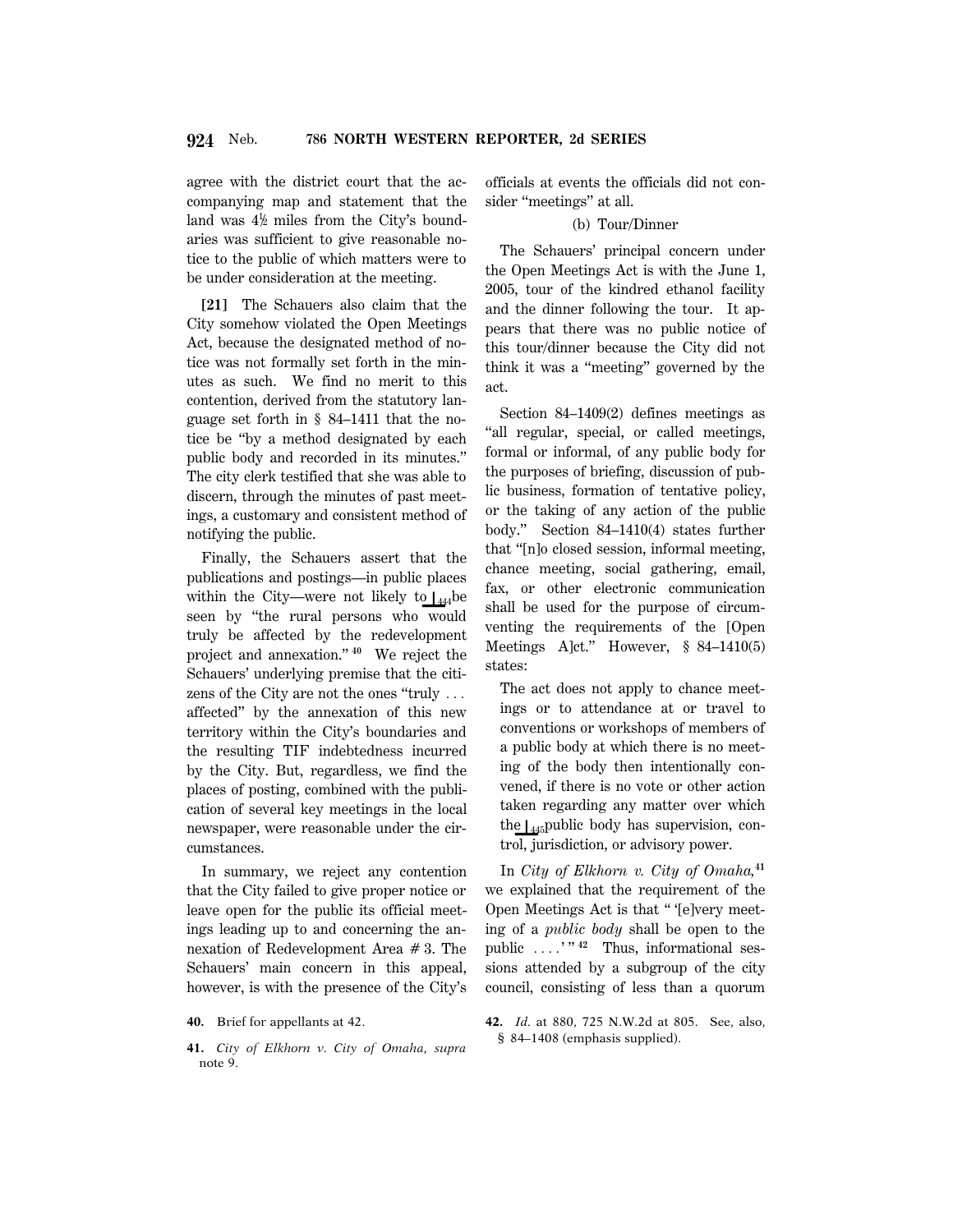agree with the district court that the accompanying map and statement that the land was 4½ miles from the City's boundaries was sufficient to give reasonable notice to the public of which matters were to be under consideration at the meeting.

**[21]** The Schauers also claim that the City somehow violated the Open Meetings Act, because the designated method of notice was not formally set forth in the minutes as such. We find no merit to this contention, derived from the statutory language set forth in § 84–1411 that the notice be "by a method designated by each public body and recorded in its minutes." The city clerk testified that she was able to discern, through the minutes of past meetings, a customary and consistent method of notifying the public.

Finally, the Schauers assert that the publications and postings—in public places within the City—were not likely to ⌊444 be seen by "the rural persons who would truly be affected by the redevelopment project and annexation." [40] We reject the Schauers' underlying premise that the citizens of the City are not the ones "truly . . . affected" by the annexation of this new territory within the City's boundaries and the resulting TIF indebtedness incurred by the City. But, regardless, we find the places of posting, combined with the publication of several key meetings in the local newspaper, were reasonable under the circumstances.

In summary, we reject any contention that the City failed to give proper notice or leave open for the public its official meetings leading up to and concerning the annexation of Redevelopment Area # 3. The Schauers' main concern in this appeal, however, is with the presence of the City's officials at events the officials did not consider "meetings" at all.

(b) Tour/Dinner

The Schauers' principal concern under the Open Meetings Act is with the June 1, 2005, tour of the kindred ethanol facility and the dinner following the tour. It appears that there was no public notice of this tour/dinner because the City did not think it was a "meeting" governed by the act.

Section 84–1409(2) defines meetings as "all regular, special, or called meetings, formal or informal, of any public body for the purposes of briefing, discussion of public business, formation of tentative policy, or the taking of any action of the public body." Section 84–1410(4) states further that "[n]o closed session, informal meeting, chance meeting, social gathering, email, fax, or other electronic communication shall be used for the purpose of circumventing the requirements of the [Open Meetings A]ct." However, § 84–1410(5) states:

> The act does not apply to chance meetings or to attendance at or travel to conventions or workshops of members of a public body at which there is no meeting of the body then intentionally convened, if there is no vote or other action taken regarding any matter over which the ⌊445 public body has supervision, control, jurisdiction, or advisory power.

In *City of Elkhorn v. City of Omaha*,[41] we explained that the requirement of the Open Meetings Act is that " '[e]very meeting of a *public body* shall be open to the public . . . .' " [42] Thus, informational sessions attended by a subgroup of the city council, consisting of less than a quorum

---

40. Brief for appellants at 42.

41. *City of Elkhorn v. City of Omaha, supra* note 9.

42. *Id.* at 880, 725 N.W.2d at 805. See, also, § 84–1408 (emphasis supplied).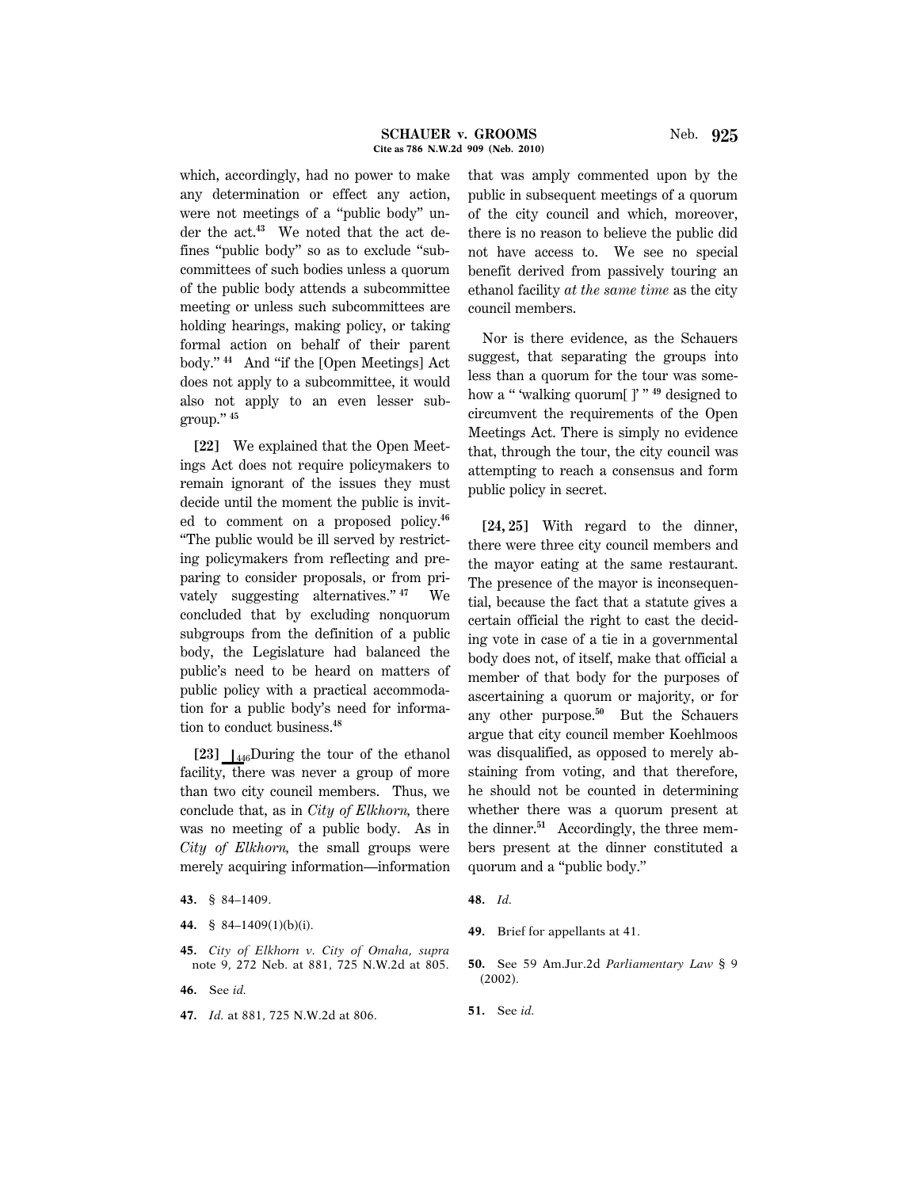which, accordingly, had no power to make any determination or effect any action, were not meetings of a "public body" under the act.[43] We noted that the act defines "public body" so as to exclude "subcommittees of such bodies unless a quorum of the public body attends a subcommittee meeting or unless such subcommittees are holding hearings, making policy, or taking formal action on behalf of their parent body."[44] And "if the [Open Meetings] Act does not apply to a subcommittee, it would also not apply to an even lesser subgroup."[45]

**[22]** We explained that the Open Meetings Act does not require policymakers to remain ignorant of the issues they must decide until the moment the public is invited to comment on a proposed policy.[46] "The public would be ill served by restricting policymakers from reflecting and preparing to consider proposals, or from privately suggesting alternatives."[47] We concluded that by excluding nonquorum subgroups from the definition of a public body, the Legislature had balanced the public's need to be heard on matters of public policy with a practical accommodation for a public body's need for information to conduct business.[48]

**[23]** ⌊446During the tour of the ethanol facility, there was never a group of more than two city council members. Thus, we conclude that, as in *City of Elkhorn*, there was no meeting of a public body. As in *City of Elkhorn*, the small groups were merely acquiring information—information that was amply commented upon by the public in subsequent meetings of a quorum of the city council and which, moreover, there is no reason to believe the public did not have access to. We see no special benefit derived from passively touring an ethanol facility *at the same time* as the city council members.

Nor is there evidence, as the Schauers suggest, that separating the groups into less than a quorum for the tour was somehow a " 'walking quorum[ ]' "[49] designed to circumvent the requirements of the Open Meetings Act. There is simply no evidence that, through the tour, the city council was attempting to reach a consensus and form public policy in secret.

**[24, 25]** With regard to the dinner, there were three city council members and the mayor eating at the same restaurant. The presence of the mayor is inconsequential, because the fact that a statute gives a certain official the right to cast the deciding vote in case of a tie in a governmental body does not, of itself, make that official a member of that body for the purposes of ascertaining a quorum or majority, or for any other purpose.[50] But the Schauers argue that city council member Koehlmoos was disqualified, as opposed to merely abstaining from voting, and that therefore, he should not be counted in determining whether there was a quorum present at the dinner.[51] Accordingly, the three members present at the dinner constituted a quorum and a "public body."

---

**43.** § 84–1409.

**44.** § 84–1409(1)(b)(i).

**45.** *City of Elkhorn v. City of Omaha, supra* note 9, 272 Neb. at 881, 725 N.W.2d at 805.

**46.** See *id.*

**47.** *Id.* at 881, 725 N.W.2d at 806.

**48.** *Id.*

**49.** Brief for appellants at 41.

**50.** See 59 Am.Jur.2d *Parliamentary Law* § 9 (2002).

**51.** See *id.*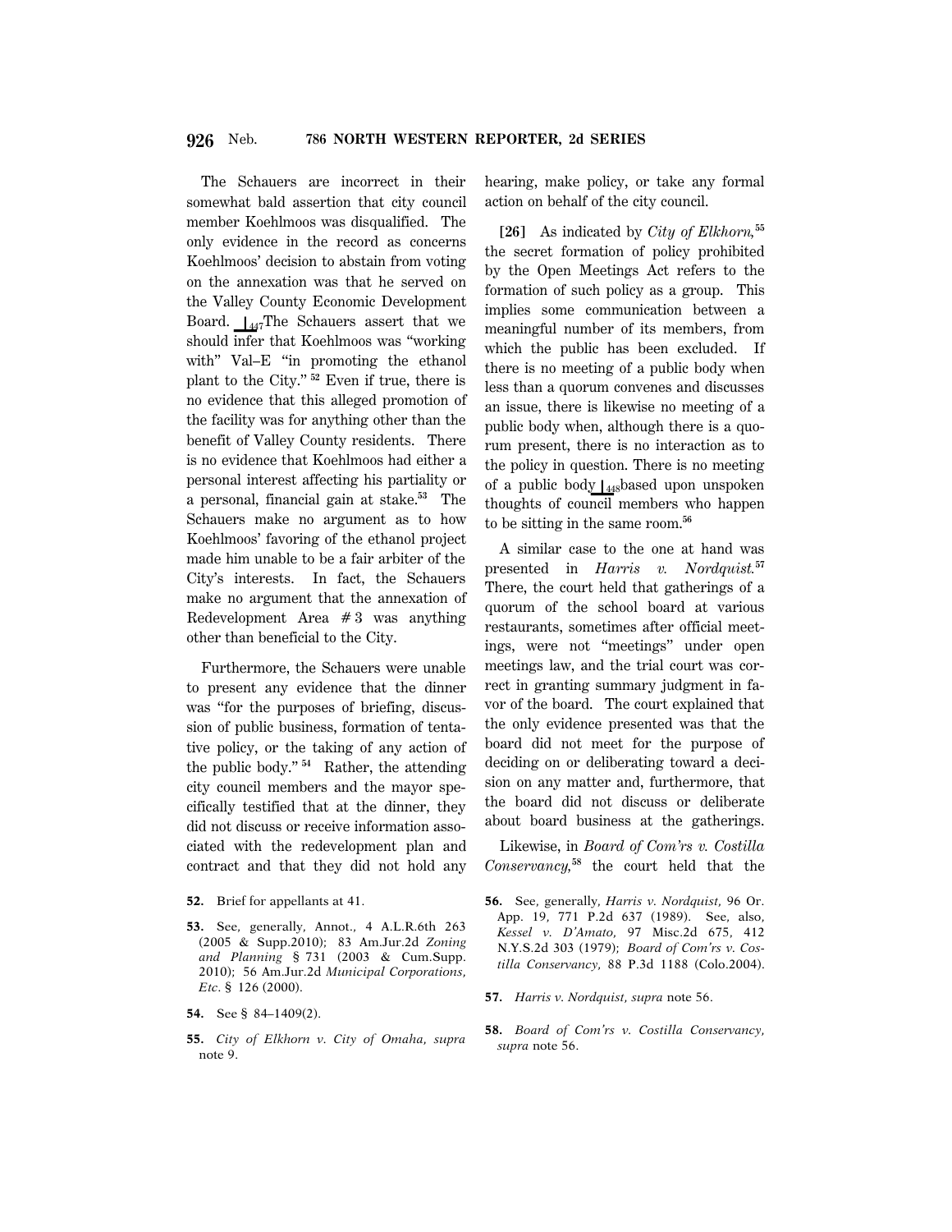The Schauers are incorrect in their somewhat bald assertion that city council member Koehlmoos was disqualified. The only evidence in the record as concerns Koehlmoos' decision to abstain from voting on the annexation was that he served on the Valley County Economic Development Board. ⌊447The Schauers assert that we should infer that Koehlmoos was "working with" Val–E "in promoting the ethanol plant to the City."[52] Even if true, there is no evidence that this alleged promotion of the facility was for anything other than the benefit of Valley County residents. There is no evidence that Koehlmoos had either a personal interest affecting his partiality or a personal, financial gain at stake.[53] The Schauers make no argument as to how Koehlmoos' favoring of the ethanol project made him unable to be a fair arbiter of the City's interests. In fact, the Schauers make no argument that the annexation of Redevelopment Area # 3 was anything other than beneficial to the City.

Furthermore, the Schauers were unable to present any evidence that the dinner was "for the purposes of briefing, discussion of public business, formation of tentative policy, or the taking of any action of the public body."[54] Rather, the attending city council members and the mayor specifically testified that at the dinner, they did not discuss or receive information associated with the redevelopment plan and contract and that they did not hold any hearing, make policy, or take any formal action on behalf of the city council.

**[26]** As indicated by *City of Elkhorn*,[55] the secret formation of policy prohibited by the Open Meetings Act refers to the formation of such policy as a group. This implies some communication between a meaningful number of its members, from which the public has been excluded. If there is no meeting of a public body when less than a quorum convenes and discusses an issue, there is likewise no meeting of a public body when, although there is a quorum present, there is no interaction as to the policy in question. There is no meeting of a public body ⌊448based upon unspoken thoughts of council members who happen to be sitting in the same room.[56]

A similar case to the one at hand was presented in *Harris v. Nordquist.*[57] There, the court held that gatherings of a quorum of the school board at various restaurants, sometimes after official meetings, were not "meetings" under open meetings law, and the trial court was correct in granting summary judgment in favor of the board. The court explained that the only evidence presented was that the board did not meet for the purpose of deciding on or deliberating toward a decision on any matter and, furthermore, that the board did not discuss or deliberate about board business at the gatherings.

Likewise, in *Board of Com'rs v. Costilla Conservancy,*[58] the court held that the

---

**52.** Brief for appellants at 41.

**53.** See, generally, Annot., 4 A.L.R.6th 263 (2005 & Supp.2010); 83 Am.Jur.2d *Zoning and Planning* § 731 (2003 & Cum.Supp. 2010); 56 Am.Jur.2d *Municipal Corporations, Etc.* § 126 (2000).

**54.** See § 84–1409(2).

**55.** *City of Elkhorn v. City of Omaha, supra* note 9.

**56.** See, generally, *Harris v. Nordquist,* 96 Or. App. 19, 771 P.2d 637 (1989). See, also, *Kessel v. D'Amato,* 97 Misc.2d 675, 412 N.Y.S.2d 303 (1979); *Board of Com'rs v. Costilla Conservancy,* 88 P.3d 1188 (Colo.2004).

**57.** *Harris v. Nordquist, supra* note 56.

**58.** *Board of Com'rs v. Costilla Conservancy, supra* note 56.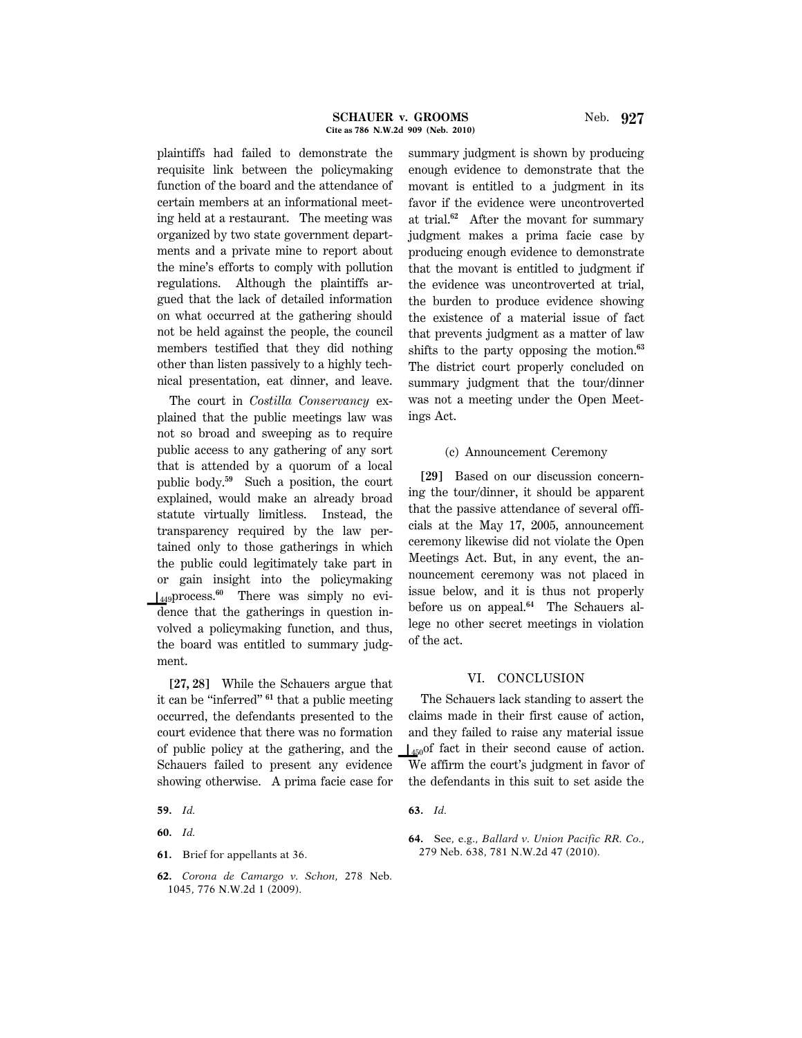plaintiffs had failed to demonstrate the requisite link between the policymaking function of the board and the attendance of certain members at an informational meeting held at a restaurant. The meeting was organized by two state government departments and a private mine to report about the mine's efforts to comply with pollution regulations. Although the plaintiffs argued that the lack of detailed information on what occurred at the gathering should not be held against the people, the council members testified that they did nothing other than listen passively to a highly technical presentation, eat dinner, and leave.

The court in *Costilla Conservancy* explained that the public meetings law was not so broad and sweeping as to require public access to any gathering of any sort that is attended by a quorum of a local public body.[59] Such a position, the court explained, would make an already broad statute virtually limitless. Instead, the transparency required by the law pertained only to those gatherings in which the public could legitimately take part in or gain insight into the policymaking ⌊449process.[60] There was simply no evidence that the gatherings in question involved a policymaking function, and thus, the board was entitled to summary judgment.

**[27, 28]** While the Schauers argue that it can be "inferred"[61] that a public meeting occurred, the defendants presented to the court evidence that there was no formation of public policy at the gathering, and the Schauers failed to present any evidence showing otherwise. A prima facie case for summary judgment is shown by producing enough evidence to demonstrate that the movant is entitled to a judgment in its favor if the evidence were uncontroverted at trial.[62] After the movant for summary judgment makes a prima facie case by producing enough evidence to demonstrate that the movant is entitled to judgment if the evidence was uncontroverted at trial, the burden to produce evidence showing the existence of a material issue of fact that prevents judgment as a matter of law shifts to the party opposing the motion.[63] The district court properly concluded on summary judgment that the tour/dinner was not a meeting under the Open Meetings Act.

(c) Announcement Ceremony

**[29]** Based on our discussion concerning the tour/dinner, it should be apparent that the passive attendance of several officials at the May 17, 2005, announcement ceremony likewise did not violate the Open Meetings Act. But, in any event, the announcement ceremony was not placed in issue below, and it is thus not properly before us on appeal.[64] The Schauers allege no other secret meetings in violation of the act.

## VI. CONCLUSION

The Schauers lack standing to assert the claims made in their first cause of action, and they failed to raise any material issue ⌊450of fact in their second cause of action. We affirm the court's judgment in favor of the defendants in this suit to set aside the

---

59. *Id.*

60. *Id.*

61. Brief for appellants at 36.

62. *Corona de Camargo v. Schon,* 278 Neb. 1045, 776 N.W.2d 1 (2009).

63. *Id.*

64. See, e.g., *Ballard v. Union Pacific RR. Co.,* 279 Neb. 638, 781 N.W.2d 47 (2010).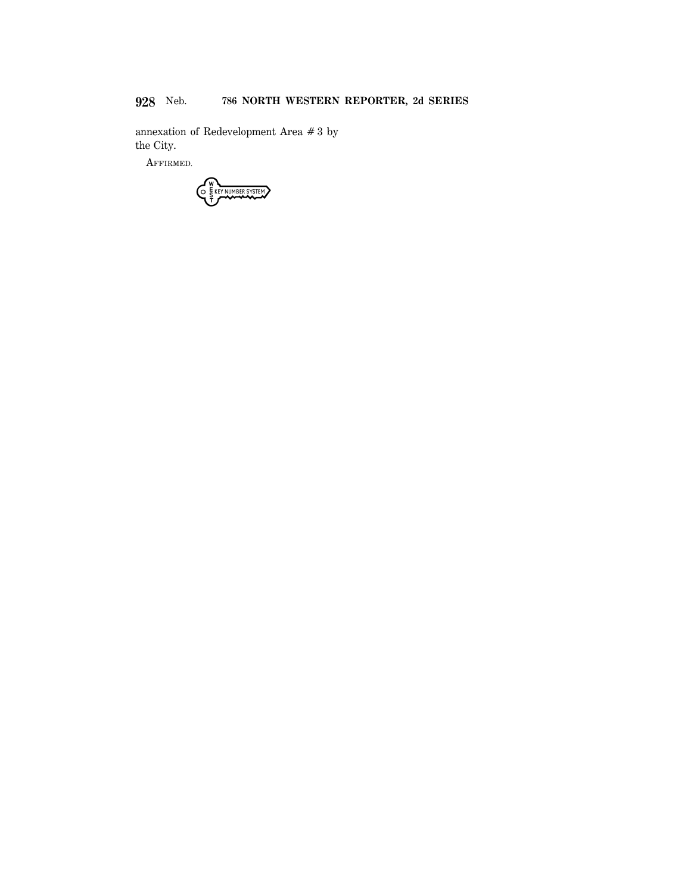annexation of Redevelopment Area # 3 by the City.

AFFIRMED.